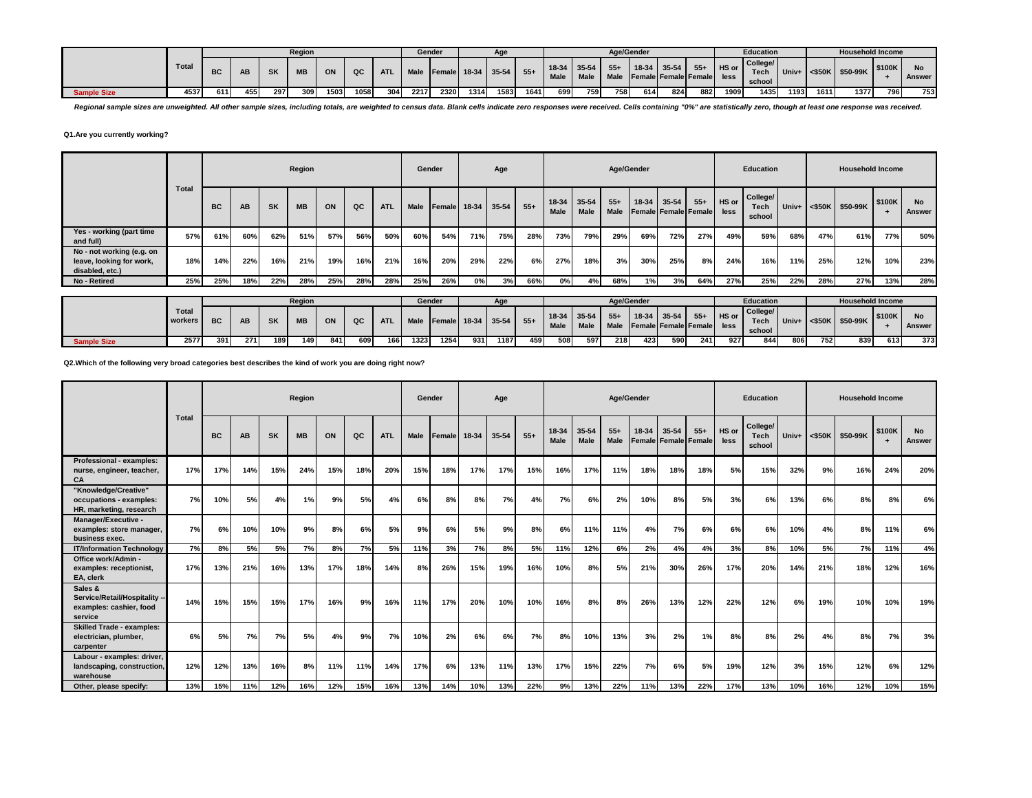| | Total | Region | | | | | | | Gender | | Age | | | Age/Gender | | | | | | Education | | | Household Income | | | |
|---|---|---|---|---|---|---|---|---|---|---|---|---|---|---|---|---|---|---|---|---|---|---|---|---|---|---|
| | | BC | AB | SK | MB | ON | QC | ATL | Male | Female | 18-34 | 35-54 | 55+ | 18-34 Male | 35-54 Male | 55+ Male | 18-34 Female | 35-54 Female | 55+ Female | HS or less | College/ Tech school | Univ+ | <$50K | $50-99K | $100K + | No Answer |
| Sample Size | 4537 | 611 | 455 | 297 | 309 | 1503 | 1058 | 304 | 2217 | 2320 | 1314 | 1583 | 1641 | 699 | 759 | 758 | 614 | 824 | 882 | 1909 | 1435 | 1193 | 1611 | 1377 | 796 | 753 |

*Regional sample sizes are unweighted. All other sample sizes, including totals, are weighted to census data. Blank cells indicate zero responses were received. Cells containing "0%" are statistically zero, though at least one response was received.*

**Q1.Are you currently working?**

| | Total | Region | | | | | | | Gender | | Age | | | Age/Gender | | | | | | Education | | | Household Income | | | |
|---|---|---|---|---|---|---|---|---|---|---|---|---|---|---|---|---|---|---|---|---|---|---|---|---|---|---|
| | | BC | AB | SK | MB | ON | QC | ATL | Male | Female | 18-34 | 35-54 | 55+ | 18-34 Male | 35-54 Male | 55+ Male | 18-34 Female | 35-54 Female | 55+ Female | HS or less | College/ Tech school | Univ+ | <$50K | $50-99K | $100K + | No Answer |
| Yes - working (part time and full) | 57% | 61% | 60% | 62% | 51% | 57% | 56% | 50% | 60% | 54% | 71% | 75% | 28% | 73% | 79% | 29% | 69% | 72% | 27% | 49% | 59% | 68% | 47% | 61% | 77% | 50% |
| No - not working (e.g. on leave, looking for work, disabled, etc.) | 18% | 14% | 22% | 16% | 21% | 19% | 16% | 21% | 16% | 20% | 29% | 22% | 6% | 27% | 18% | 3% | 30% | 25% | 8% | 24% | 16% | 11% | 25% | 12% | 10% | 23% |
| No - Retired | 25% | 25% | 18% | 22% | 28% | 25% | 28% | 28% | 25% | 26% | 0% | 3% | 66% | 0% | 4% | 68% | 1% | 3% | 64% | 27% | 25% | 22% | 28% | 27% | 13% | 28% |

| | Total workers | Region | | | | | | | Gender | | Age | | | Age/Gender | | | | | | Education | | | Household Income | | | |
|---|---|---|---|---|---|---|---|---|---|---|---|---|---|---|---|---|---|---|---|---|---|---|---|---|---|---|
| | | BC | AB | SK | MB | ON | QC | ATL | Male | Female | 18-34 | 35-54 | 55+ | 18-34 Male | 35-54 Male | 55+ Male | 18-34 Female | 35-54 Female | 55+ Female | HS or less | College/ Tech school | Univ+ | <$50K | $50-99K | $100K + | No Answer |
| Sample Size | 2577 | 391 | 271 | 189 | 149 | 841 | 609 | 166 | 1323 | 1254 | 931 | 1187 | 459 | 508 | 597 | 218 | 423 | 590 | 241 | 927 | 844 | 806 | 752 | 839 | 613 | 373 |

**Q2.Which of the following very broad categories best describes the kind of work you are doing right now?**

| | Total | Region | | | | | | | Gender | | Age | | | Age/Gender | | | | | | Education | | | Household Income | | | |
|---|---|---|---|---|---|---|---|---|---|---|---|---|---|---|---|---|---|---|---|---|---|---|---|---|---|---|
| | | BC | AB | SK | MB | ON | QC | ATL | Male | Female | 18-34 | 35-54 | 55+ | 18-34 Male | 35-54 Male | 55+ Male | 18-34 Female | 35-54 Female | 55+ Female | HS or less | College/ Tech school | Univ+ | <$50K | $50-99K | $100K + | No Answer |
| Professional - examples: nurse, engineer, teacher, CA | 17% | 17% | 14% | 15% | 24% | 15% | 18% | 20% | 15% | 18% | 17% | 17% | 15% | 16% | 17% | 11% | 18% | 18% | 18% | 5% | 15% | 32% | 9% | 16% | 24% | 20% |
| "Knowledge/Creative" occupations - examples: HR, marketing, research | 7% | 10% | 5% | 4% | 1% | 9% | 5% | 4% | 6% | 8% | 8% | 7% | 4% | 7% | 6% | 2% | 10% | 8% | 5% | 3% | 6% | 13% | 6% | 8% | 8% | 6% |
| Manager/Executive - examples: store manager, business exec. | 7% | 6% | 10% | 10% | 9% | 8% | 6% | 5% | 9% | 6% | 5% | 9% | 8% | 6% | 11% | 11% | 4% | 7% | 6% | 6% | 6% | 10% | 4% | 8% | 11% | 6% |
| IT/Information Technology | 7% | 8% | 5% | 5% | 7% | 8% | 7% | 5% | 11% | 3% | 7% | 8% | 5% | 11% | 12% | 6% | 2% | 4% | 4% | 3% | 8% | 10% | 5% | 7% | 11% | 4% |
| Office work/Admin - examples: receptionist, EA, clerk | 17% | 13% | 21% | 16% | 13% | 17% | 18% | 14% | 8% | 26% | 15% | 19% | 16% | 10% | 8% | 5% | 21% | 30% | 26% | 17% | 20% | 14% | 21% | 18% | 12% | 16% |
| Sales & Service/Retail/Hospitality -- examples: cashier, food service | 14% | 15% | 15% | 15% | 17% | 16% | 9% | 16% | 11% | 17% | 20% | 10% | 10% | 16% | 8% | 8% | 26% | 13% | 12% | 22% | 12% | 6% | 19% | 10% | 10% | 19% |
| Skilled Trade - examples: electrician, plumber, carpenter | 6% | 5% | 7% | 7% | 5% | 4% | 9% | 7% | 10% | 2% | 6% | 6% | 7% | 8% | 10% | 13% | 3% | 2% | 1% | 8% | 8% | 2% | 4% | 8% | 7% | 3% |
| Labour - examples: driver, landscaping, construction, warehouse | 12% | 12% | 13% | 16% | 8% | 11% | 11% | 14% | 17% | 6% | 13% | 11% | 13% | 17% | 15% | 22% | 7% | 6% | 5% | 19% | 12% | 3% | 15% | 12% | 6% | 12% |
| Other, please specify: | 13% | 15% | 11% | 12% | 16% | 12% | 15% | 16% | 13% | 14% | 10% | 13% | 22% | 9% | 13% | 22% | 11% | 13% | 22% | 17% | 13% | 10% | 16% | 12% | 10% | 15% |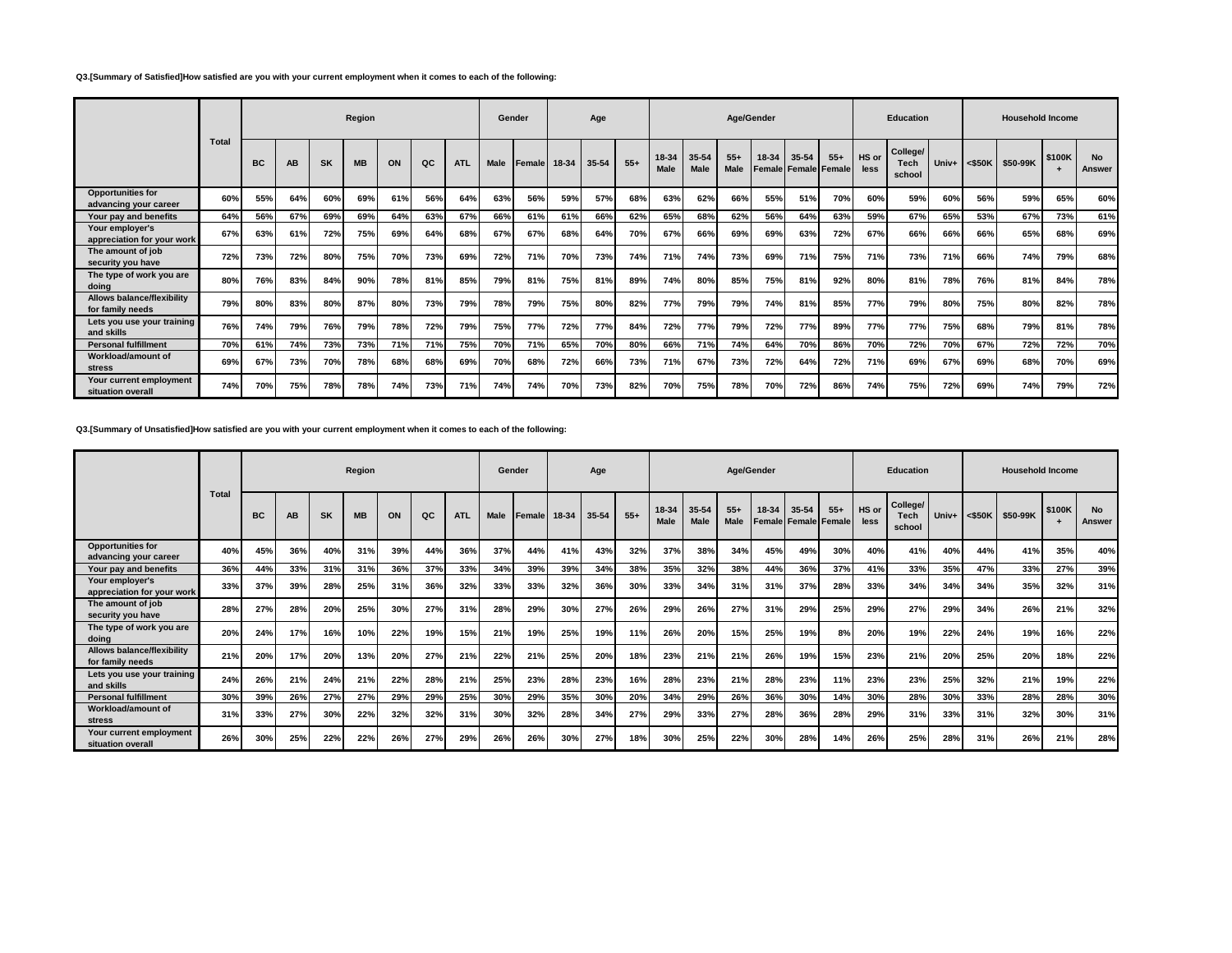**Q3.[Summary of Satisfied]How satisfied are you with your current employment when it comes to each of the following:**

| | Total | Region | | | | | | | Gender | | Age | | | Age/Gender | | | | | | Education | | | Household Income | | | |
|---|---|---|---|---|---|---|---|---|---|---|---|---|---|---|---|---|---|---|---|---|---|---|---|---|---|---|
| | | BC | AB | SK | MB | ON | QC | ATL | Male | Female | 18-34 | 35-54 | 55+ | 18-34 Male | 35-54 Male | 55+ Male | 18-34 Female | 35-54 Female | 55+ Female | HS or less | College/ Tech school | Univ+ | <$50K | $50-99K | $100K + | No Answer |
| Opportunities for advancing your career | 60% | 55% | 64% | 60% | 69% | 61% | 56% | 64% | 63% | 56% | 59% | 57% | 68% | 63% | 62% | 66% | 55% | 51% | 70% | 60% | 59% | 60% | 56% | 59% | 65% | 60% |
| Your pay and benefits | 64% | 56% | 67% | 69% | 69% | 64% | 63% | 67% | 66% | 61% | 61% | 66% | 62% | 65% | 68% | 62% | 56% | 64% | 63% | 59% | 67% | 65% | 53% | 67% | 73% | 61% |
| Your employer's appreciation for your work | 67% | 63% | 61% | 72% | 75% | 69% | 64% | 68% | 67% | 67% | 68% | 64% | 70% | 67% | 66% | 69% | 69% | 63% | 72% | 67% | 66% | 66% | 66% | 65% | 68% | 69% |
| The amount of job security you have | 72% | 73% | 72% | 80% | 75% | 70% | 73% | 69% | 72% | 71% | 70% | 73% | 74% | 71% | 74% | 73% | 69% | 71% | 75% | 71% | 73% | 71% | 66% | 74% | 79% | 68% |
| The type of work you are doing | 80% | 76% | 83% | 84% | 90% | 78% | 81% | 85% | 79% | 81% | 75% | 81% | 89% | 74% | 80% | 85% | 75% | 81% | 92% | 80% | 81% | 78% | 76% | 81% | 84% | 78% |
| Allows balance/flexibility for family needs | 79% | 80% | 83% | 80% | 87% | 80% | 73% | 79% | 78% | 79% | 75% | 80% | 82% | 77% | 79% | 79% | 74% | 81% | 85% | 77% | 79% | 80% | 75% | 80% | 82% | 78% |
| Lets you use your training and skills | 76% | 74% | 79% | 76% | 79% | 78% | 72% | 79% | 75% | 77% | 72% | 77% | 84% | 72% | 77% | 79% | 72% | 77% | 89% | 77% | 77% | 75% | 68% | 79% | 81% | 78% |
| Personal fulfillment | 70% | 61% | 74% | 73% | 73% | 71% | 71% | 75% | 70% | 71% | 65% | 70% | 80% | 66% | 71% | 74% | 64% | 70% | 86% | 70% | 72% | 70% | 67% | 72% | 72% | 70% |
| Workload/amount of stress | 69% | 67% | 73% | 70% | 78% | 68% | 68% | 69% | 70% | 68% | 72% | 66% | 73% | 71% | 67% | 73% | 72% | 64% | 72% | 71% | 69% | 67% | 69% | 68% | 70% | 69% |
| Your current employment situation overall | 74% | 70% | 75% | 78% | 78% | 74% | 73% | 71% | 74% | 74% | 70% | 73% | 82% | 70% | 75% | 78% | 70% | 72% | 86% | 74% | 75% | 72% | 69% | 74% | 79% | 72% |

**Q3.[Summary of Unsatisfied]How satisfied are you with your current employment when it comes to each of the following:**

| | Total | Region | | | | | | | Gender | | Age | | | Age/Gender | | | | | | Education | | | Household Income | | | |
|---|---|---|---|---|---|---|---|---|---|---|---|---|---|---|---|---|---|---|---|---|---|---|---|---|---|---|
| | | BC | AB | SK | MB | ON | QC | ATL | Male | Female | 18-34 | 35-54 | 55+ | 18-34 Male | 35-54 Male | 55+ Male | 18-34 Female | 35-54 Female | 55+ Female | HS or less | College/ Tech school | Univ+ | <$50K | $50-99K | $100K + | No Answer |
| Opportunities for advancing your career | 40% | 45% | 36% | 40% | 31% | 39% | 44% | 36% | 37% | 44% | 41% | 43% | 32% | 37% | 38% | 34% | 45% | 49% | 30% | 40% | 41% | 40% | 44% | 41% | 35% | 40% |
| Your pay and benefits | 36% | 44% | 33% | 31% | 31% | 36% | 37% | 33% | 34% | 39% | 39% | 34% | 38% | 35% | 32% | 38% | 44% | 36% | 37% | 41% | 33% | 35% | 47% | 33% | 27% | 39% |
| Your employer's appreciation for your work | 33% | 37% | 39% | 28% | 25% | 31% | 36% | 32% | 33% | 33% | 32% | 36% | 30% | 33% | 34% | 31% | 31% | 37% | 28% | 33% | 34% | 34% | 34% | 35% | 32% | 31% |
| The amount of job security you have | 28% | 27% | 28% | 20% | 25% | 30% | 27% | 31% | 28% | 29% | 30% | 27% | 26% | 29% | 26% | 27% | 31% | 29% | 25% | 29% | 27% | 29% | 34% | 26% | 21% | 32% |
| The type of work you are doing | 20% | 24% | 17% | 16% | 10% | 22% | 19% | 15% | 21% | 19% | 25% | 19% | 11% | 26% | 20% | 15% | 25% | 19% | 8% | 20% | 19% | 22% | 24% | 19% | 16% | 22% |
| Allows balance/flexibility for family needs | 21% | 20% | 17% | 20% | 13% | 20% | 27% | 21% | 22% | 21% | 25% | 20% | 18% | 23% | 21% | 21% | 26% | 19% | 15% | 23% | 21% | 20% | 25% | 20% | 18% | 22% |
| Lets you use your training and skills | 24% | 26% | 21% | 24% | 21% | 22% | 28% | 21% | 25% | 23% | 28% | 23% | 16% | 28% | 23% | 21% | 28% | 23% | 11% | 23% | 23% | 25% | 32% | 21% | 19% | 22% |
| Personal fulfillment | 30% | 39% | 26% | 27% | 27% | 29% | 29% | 25% | 30% | 29% | 35% | 30% | 20% | 34% | 29% | 26% | 36% | 30% | 14% | 30% | 28% | 30% | 33% | 28% | 28% | 30% |
| Workload/amount of stress | 31% | 33% | 27% | 30% | 22% | 32% | 32% | 31% | 30% | 32% | 28% | 34% | 27% | 29% | 33% | 27% | 28% | 36% | 28% | 29% | 31% | 33% | 31% | 32% | 30% | 31% |
| Your current employment situation overall | 26% | 30% | 25% | 22% | 22% | 26% | 27% | 29% | 26% | 26% | 30% | 27% | 18% | 30% | 25% | 22% | 30% | 28% | 14% | 26% | 25% | 28% | 31% | 26% | 21% | 28% |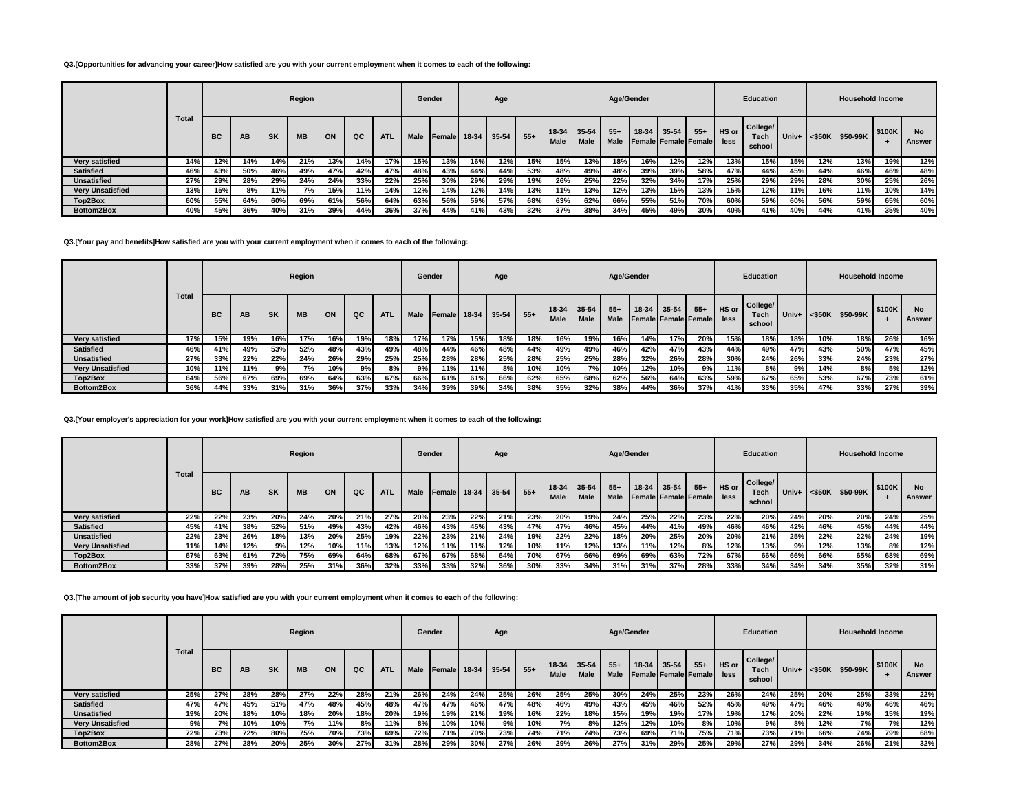**Q3.[Opportunities for advancing your career]How satisfied are you with your current employment when it comes to each of the following:**

| | Total | Region | | | | | | | Gender | | Age | | | Age/Gender | | | | | | Education | | | Household Income | | | |
|---|---|---|---|---|---|---|---|---|---|---|---|---|---|---|---|---|---|---|---|---|---|---|---|---|---|---|
| | | BC | AB | SK | MB | ON | QC | ATL | Male | Female | 18-34 | 35-54 | 55+ | 18-34 Male | 35-54 Male | 55+ Male | 18-34 Female | 35-54 Female | 55+ Female | HS or less | College/ Tech school | Univ+ | <$50K | $50-99K | $100K + | No Answer |
| Very satisfied | 14% | 12% | 14% | 14% | 21% | 13% | 14% | 17% | 15% | 13% | 16% | 12% | 15% | 15% | 13% | 18% | 16% | 12% | 12% | 13% | 15% | 15% | 12% | 13% | 19% | 12% |
| Satisfied | 46% | 43% | 50% | 46% | 49% | 47% | 42% | 47% | 48% | 43% | 44% | 44% | 53% | 48% | 49% | 48% | 39% | 39% | 58% | 47% | 44% | 45% | 44% | 46% | 46% | 48% |
| Unsatisfied | 27% | 29% | 28% | 29% | 24% | 24% | 33% | 22% | 25% | 30% | 29% | 29% | 19% | 26% | 25% | 22% | 32% | 34% | 17% | 25% | 29% | 29% | 28% | 30% | 25% | 26% |
| Very Unsatisfied | 13% | 15% | 8% | 11% | 7% | 15% | 11% | 14% | 12% | 14% | 12% | 14% | 13% | 11% | 13% | 12% | 13% | 15% | 13% | 15% | 12% | 11% | 16% | 11% | 10% | 14% |
| Top2Box | 60% | 55% | 64% | 60% | 69% | 61% | 56% | 64% | 63% | 56% | 59% | 57% | 68% | 63% | 62% | 66% | 55% | 51% | 70% | 60% | 59% | 60% | 56% | 59% | 65% | 60% |
| Bottom2Box | 40% | 45% | 36% | 40% | 31% | 39% | 44% | 36% | 37% | 44% | 41% | 43% | 32% | 37% | 38% | 34% | 45% | 49% | 30% | 40% | 41% | 40% | 44% | 41% | 35% | 40% |

**Q3.[Your pay and benefits]How satisfied are you with your current employment when it comes to each of the following:**

| | Total | Region | | | | | | | Gender | | Age | | | Age/Gender | | | | | | Education | | | Household Income | | | |
|---|---|---|---|---|---|---|---|---|---|---|---|---|---|---|---|---|---|---|---|---|---|---|---|---|---|---|
| | | BC | AB | SK | MB | ON | QC | ATL | Male | Female | 18-34 | 35-54 | 55+ | 18-34 Male | 35-54 Male | 55+ Male | 18-34 Female | 35-54 Female | 55+ Female | HS or less | College/ Tech school | Univ+ | <$50K | $50-99K | $100K + | No Answer |
| Very satisfied | 17% | 15% | 19% | 16% | 17% | 16% | 19% | 18% | 17% | 17% | 15% | 18% | 18% | 16% | 19% | 16% | 14% | 17% | 20% | 15% | 18% | 18% | 10% | 18% | 26% | 16% |
| Satisfied | 46% | 41% | 49% | 53% | 52% | 48% | 43% | 49% | 48% | 44% | 46% | 48% | 44% | 49% | 49% | 46% | 42% | 47% | 43% | 44% | 49% | 47% | 43% | 50% | 47% | 45% |
| Unsatisfied | 27% | 33% | 22% | 22% | 24% | 26% | 29% | 25% | 25% | 28% | 28% | 25% | 28% | 25% | 25% | 28% | 32% | 26% | 28% | 30% | 24% | 26% | 33% | 24% | 23% | 27% |
| Very Unsatisfied | 10% | 11% | 11% | 9% | 7% | 10% | 9% | 8% | 9% | 11% | 11% | 8% | 10% | 10% | 7% | 10% | 12% | 10% | 9% | 11% | 8% | 9% | 14% | 8% | 5% | 12% |
| Top2Box | 64% | 56% | 67% | 69% | 69% | 64% | 63% | 67% | 66% | 61% | 61% | 66% | 62% | 65% | 68% | 62% | 56% | 64% | 63% | 59% | 67% | 65% | 53% | 67% | 73% | 61% |
| Bottom2Box | 36% | 44% | 33% | 31% | 31% | 36% | 37% | 33% | 34% | 39% | 39% | 34% | 38% | 35% | 32% | 38% | 44% | 36% | 37% | 41% | 33% | 35% | 47% | 33% | 27% | 39% |

**Q3.[Your employer's appreciation for your work]How satisfied are you with your current employment when it comes to each of the following:**

| | Total | Region | | | | | | | Gender | | Age | | | Age/Gender | | | | | | Education | | | Household Income | | | |
|---|---|---|---|---|---|---|---|---|---|---|---|---|---|---|---|---|---|---|---|---|---|---|---|---|---|---|
| | | BC | AB | SK | MB | ON | QC | ATL | Male | Female | 18-34 | 35-54 | 55+ | 18-34 Male | 35-54 Male | 55+ Male | 18-34 Female | 35-54 Female | 55+ Female | HS or less | College/ Tech school | Univ+ | <$50K | $50-99K | $100K + | No Answer |
| Very satisfied | 22% | 22% | 23% | 20% | 24% | 20% | 21% | 27% | 20% | 23% | 22% | 21% | 23% | 20% | 19% | 24% | 25% | 22% | 23% | 22% | 20% | 24% | 20% | 20% | 24% | 25% |
| Satisfied | 45% | 41% | 38% | 52% | 51% | 49% | 43% | 42% | 46% | 43% | 45% | 43% | 47% | 47% | 46% | 45% | 44% | 41% | 49% | 46% | 46% | 42% | 46% | 45% | 44% | 44% |
| Unsatisfied | 22% | 23% | 26% | 18% | 13% | 20% | 25% | 19% | 22% | 23% | 21% | 24% | 19% | 22% | 22% | 18% | 20% | 25% | 20% | 20% | 21% | 25% | 22% | 22% | 24% | 19% |
| Very Unsatisfied | 11% | 14% | 12% | 9% | 12% | 10% | 11% | 13% | 12% | 11% | 11% | 12% | 10% | 11% | 12% | 13% | 11% | 12% | 8% | 12% | 13% | 9% | 12% | 13% | 8% | 12% |
| Top2Box | 67% | 63% | 61% | 72% | 75% | 69% | 64% | 68% | 67% | 67% | 68% | 64% | 70% | 67% | 66% | 69% | 69% | 63% | 72% | 67% | 66% | 66% | 66% | 65% | 68% | 69% |
| Bottom2Box | 33% | 37% | 39% | 28% | 25% | 31% | 36% | 32% | 33% | 33% | 32% | 36% | 30% | 33% | 34% | 31% | 31% | 37% | 28% | 33% | 34% | 34% | 34% | 35% | 32% | 31% |

**Q3.[The amount of job security you have]How satisfied are you with your current employment when it comes to each of the following:**

| | Total | Region | | | | | | | Gender | | Age | | | Age/Gender | | | | | | Education | | | Household Income | | | |
|---|---|---|---|---|---|---|---|---|---|---|---|---|---|---|---|---|---|---|---|---|---|---|---|---|---|---|
| | | BC | AB | SK | MB | ON | QC | ATL | Male | Female | 18-34 | 35-54 | 55+ | 18-34 Male | 35-54 Male | 55+ Male | 18-34 Female | 35-54 Female | 55+ Female | HS or less | College/ Tech school | Univ+ | <$50K | $50-99K | $100K + | No Answer |
| Very satisfied | 25% | 27% | 28% | 28% | 27% | 22% | 28% | 21% | 26% | 24% | 24% | 25% | 26% | 25% | 25% | 30% | 24% | 25% | 23% | 26% | 24% | 25% | 20% | 25% | 33% | 22% |
| Satisfied | 47% | 47% | 45% | 51% | 47% | 48% | 45% | 48% | 47% | 47% | 46% | 47% | 48% | 46% | 49% | 43% | 45% | 46% | 52% | 45% | 49% | 47% | 46% | 49% | 46% | 46% |
| Unsatisfied | 19% | 20% | 18% | 10% | 18% | 20% | 18% | 20% | 19% | 19% | 21% | 19% | 16% | 22% | 18% | 15% | 19% | 19% | 17% | 19% | 17% | 20% | 22% | 19% | 15% | 19% |
| Very Unsatisfied | 9% | 7% | 10% | 10% | 7% | 11% | 8% | 11% | 8% | 10% | 10% | 9% | 10% | 7% | 8% | 12% | 12% | 10% | 8% | 10% | 9% | 8% | 12% | 7% | 7% | 12% |
| Top2Box | 72% | 73% | 72% | 80% | 75% | 70% | 73% | 69% | 72% | 71% | 70% | 73% | 74% | 71% | 74% | 73% | 69% | 71% | 75% | 71% | 73% | 71% | 66% | 74% | 79% | 68% |
| Bottom2Box | 28% | 27% | 28% | 20% | 25% | 30% | 27% | 31% | 28% | 29% | 30% | 27% | 26% | 29% | 26% | 27% | 31% | 29% | 25% | 29% | 27% | 29% | 34% | 26% | 21% | 32% |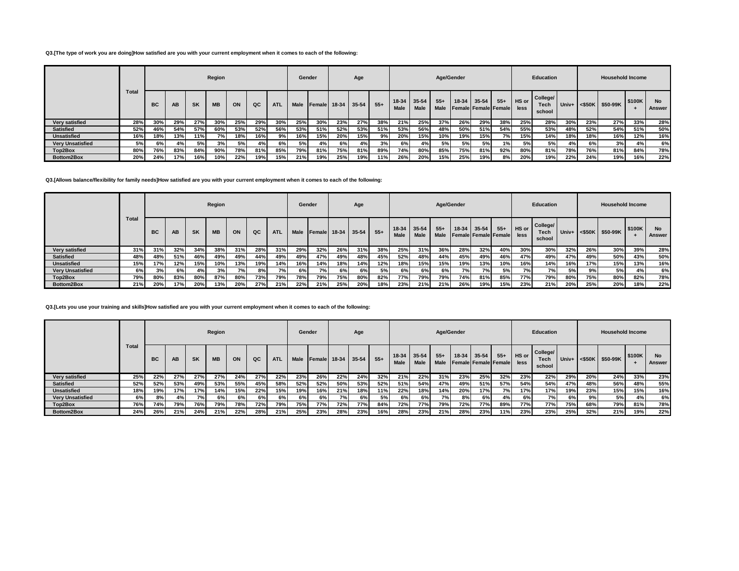**Q3.[The type of work you are doing]How satisfied are you with your current employment when it comes to each of the following:**

| | Total | Region | | | | | | | Gender | | Age | | | Age/Gender | | | | | | Education | | | Household Income | | | |
|---|---|---|---|---|---|---|---|---|---|---|---|---|---|---|---|---|---|---|---|---|---|---|---|---|---|---|
| | | BC | AB | SK | MB | ON | QC | ATL | Male | Female | 18-34 | 35-54 | 55+ | 18-34 Male | 35-54 Male | 55+ Male | 18-34 Female | 35-54 Female | 55+ Female | HS or less | College/ Tech school | Univ+ | <$50K | $50-99K | $100K + | No Answer |
| **Very satisfied** | 28% | 30% | 29% | 27% | 30% | 25% | 29% | 30% | 25% | 30% | 23% | 27% | 38% | 21% | 25% | 37% | 26% | 29% | 38% | 25% | 28% | 30% | 23% | 27% | 33% | 28% |
| **Satisfied** | 52% | 46% | 54% | 57% | 60% | 53% | 52% | 56% | 53% | 51% | 52% | 53% | 51% | 53% | 56% | 48% | 50% | 51% | 54% | 55% | 53% | 48% | 52% | 54% | 51% | 50% |
| **Unsatisfied** | 16% | 18% | 13% | 11% | 7% | 18% | 16% | 9% | 16% | 15% | 20% | 15% | 9% | 20% | 15% | 10% | 19% | 15% | 7% | 15% | 14% | 18% | 18% | 16% | 12% | 16% |
| **Very Unsatisfied** | 5% | 6% | 4% | 5% | 3% | 5% | 4% | 6% | 5% | 4% | 6% | 4% | 3% | 6% | 4% | 5% | 5% | 5% | 1% | 5% | 5% | 4% | 6% | 3% | 4% | 6% |
| **Top2Box** | 80% | 76% | 83% | 84% | 90% | 78% | 81% | 85% | 79% | 81% | 75% | 81% | 89% | 74% | 80% | 85% | 75% | 81% | 92% | 80% | 81% | 78% | 76% | 81% | 84% | 78% |
| **Bottom2Box** | 20% | 24% | 17% | 16% | 10% | 22% | 19% | 15% | 21% | 19% | 25% | 19% | 11% | 26% | 20% | 15% | 25% | 19% | 8% | 20% | 19% | 22% | 24% | 19% | 16% | 22% |

**Q3.[Allows balance/flexibility for family needs]How satisfied are you with your current employment when it comes to each of the following:**

| | Total | Region | | | | | | | Gender | | Age | | | Age/Gender | | | | | | Education | | | Household Income | | | |
|---|---|---|---|---|---|---|---|---|---|---|---|---|---|---|---|---|---|---|---|---|---|---|---|---|---|---|
| | | BC | AB | SK | MB | ON | QC | ATL | Male | Female | 18-34 | 35-54 | 55+ | 18-34 Male | 35-54 Male | 55+ Male | 18-34 Female | 35-54 Female | 55+ Female | HS or less | College/ Tech school | Univ+ | <$50K | $50-99K | $100K + | No Answer |
| **Very satisfied** | 31% | 31% | 32% | 34% | 38% | 31% | 28% | 31% | 29% | 32% | 26% | 31% | 38% | 25% | 31% | 36% | 28% | 32% | 40% | 30% | 30% | 32% | 26% | 30% | 39% | 28% |
| **Satisfied** | 48% | 48% | 51% | 46% | 49% | 49% | 44% | 49% | 49% | 47% | 49% | 48% | 45% | 52% | 48% | 44% | 45% | 49% | 46% | 47% | 49% | 47% | 49% | 50% | 43% | 50% |
| **Unsatisfied** | 15% | 17% | 12% | 15% | 10% | 13% | 19% | 14% | 16% | 14% | 18% | 14% | 12% | 18% | 15% | 15% | 19% | 13% | 10% | 16% | 14% | 16% | 17% | 15% | 13% | 16% |
| **Very Unsatisfied** | 6% | 3% | 6% | 4% | 3% | 7% | 8% | 7% | 6% | 7% | 6% | 6% | 5% | 6% | 6% | 6% | 7% | 7% | 5% | 7% | 7% | 5% | 9% | 5% | 4% | 6% |
| **Top2Box** | 79% | 80% | 83% | 80% | 87% | 80% | 73% | 79% | 78% | 79% | 75% | 80% | 82% | 77% | 79% | 79% | 74% | 81% | 85% | 77% | 79% | 80% | 75% | 80% | 82% | 78% |
| **Bottom2Box** | 21% | 20% | 17% | 20% | 13% | 20% | 27% | 21% | 22% | 21% | 25% | 20% | 18% | 23% | 21% | 21% | 26% | 19% | 15% | 23% | 21% | 20% | 25% | 20% | 18% | 22% |

**Q3.[Lets you use your training and skills]How satisfied are you with your current employment when it comes to each of the following:**

| | Total | Region | | | | | | | Gender | | Age | | | Age/Gender | | | | | | Education | | | Household Income | | | |
|---|---|---|---|---|---|---|---|---|---|---|---|---|---|---|---|---|---|---|---|---|---|---|---|---|---|---|
| | | BC | AB | SK | MB | ON | QC | ATL | Male | Female | 18-34 | 35-54 | 55+ | 18-34 Male | 35-54 Male | 55+ Male | 18-34 Female | 35-54 Female | 55+ Female | HS or less | College/ Tech school | Univ+ | <$50K | $50-99K | $100K + | No Answer |
| **Very satisfied** | 25% | 22% | 27% | 27% | 27% | 24% | 27% | 22% | 23% | 26% | 22% | 24% | 32% | 21% | 22% | 31% | 23% | 25% | 32% | 23% | 22% | 29% | 20% | 24% | 33% | 23% |
| **Satisfied** | 52% | 52% | 53% | 49% | 53% | 55% | 45% | 58% | 52% | 52% | 50% | 53% | 52% | 51% | 54% | 47% | 49% | 51% | 57% | 54% | 54% | 47% | 48% | 56% | 48% | 55% |
| **Unsatisfied** | 18% | 19% | 17% | 17% | 14% | 15% | 22% | 15% | 19% | 16% | 21% | 18% | 11% | 22% | 18% | 14% | 20% | 17% | 7% | 17% | 17% | 19% | 23% | 15% | 15% | 16% |
| **Very Unsatisfied** | 6% | 8% | 4% | 7% | 6% | 6% | 6% | 6% | 6% | 6% | 7% | 6% | 5% | 6% | 6% | 7% | 8% | 6% | 4% | 6% | 7% | 6% | 9% | 5% | 4% | 6% |
| **Top2Box** | 76% | 74% | 79% | 76% | 79% | 78% | 72% | 79% | 75% | 77% | 72% | 77% | 84% | 72% | 77% | 79% | 72% | 77% | 89% | 77% | 77% | 75% | 68% | 79% | 81% | 78% |
| **Bottom2Box** | 24% | 26% | 21% | 24% | 21% | 22% | 28% | 21% | 25% | 23% | 28% | 23% | 16% | 28% | 23% | 21% | 28% | 23% | 11% | 23% | 23% | 25% | 32% | 21% | 19% | 22% |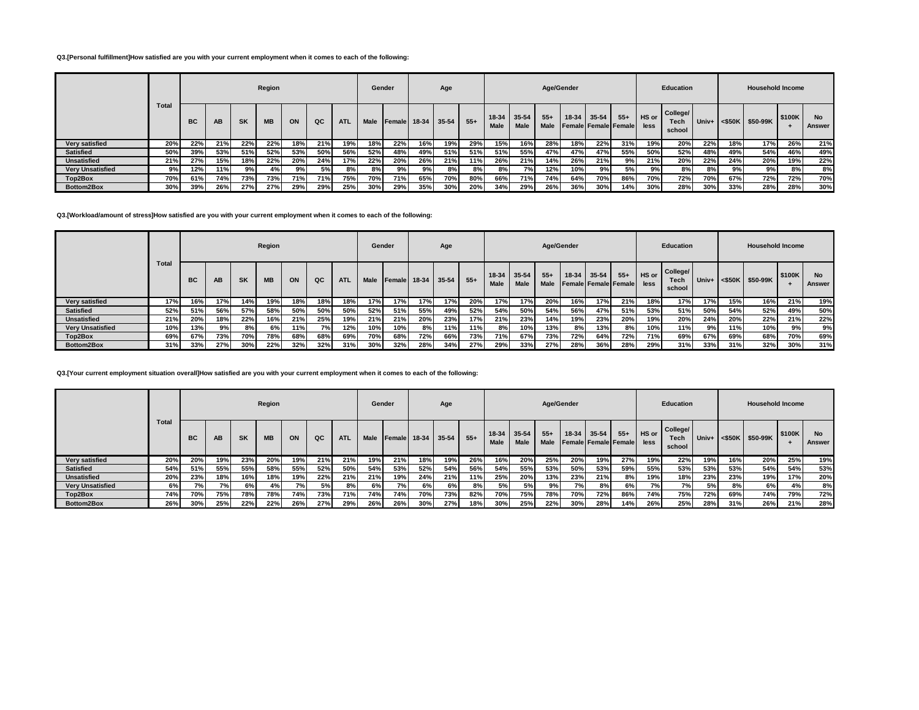**Q3.[Personal fulfillment]How satisfied are you with your current employment when it comes to each of the following:**

| | Total | Region | | | | | | | Gender | | Age | | | Age/Gender | | | | | | Education | | | Household Income | | | |
|---|---|---|---|---|---|---|---|---|---|---|---|---|---|---|---|---|---|---|---|---|---|---|---|---|---|---|
| | | BC | AB | SK | MB | ON | QC | ATL | Male | Female | 18-34 | 35-54 | 55+ | 18-34 Male | 35-54 Male | 55+ Male | 18-34 Female | 35-54 Female | 55+ Female | HS or less | College/ Tech school | Univ+ | <$50K | $50-99K | $100K + | No Answer |
| Very satisfied | 20% | 22% | 21% | 22% | 22% | 18% | 21% | 19% | 18% | 22% | 16% | 19% | 29% | 15% | 16% | 28% | 18% | 22% | 31% | 19% | 20% | 22% | 18% | 17% | 26% | 21% |
| Satisfied | 50% | 39% | 53% | 51% | 52% | 53% | 50% | 56% | 52% | 48% | 49% | 51% | 51% | 51% | 55% | 47% | 47% | 47% | 55% | 50% | 52% | 48% | 49% | 54% | 46% | 49% |
| Unsatisfied | 21% | 27% | 15% | 18% | 22% | 20% | 24% | 17% | 22% | 20% | 26% | 21% | 11% | 26% | 21% | 14% | 26% | 21% | 9% | 21% | 20% | 22% | 24% | 20% | 19% | 22% |
| Very Unsatisfied | 9% | 12% | 11% | 9% | 4% | 9% | 5% | 8% | 8% | 9% | 9% | 8% | 8% | 8% | 7% | 12% | 10% | 9% | 5% | 9% | 8% | 8% | 9% | 9% | 8% | 8% |
| Top2Box | 70% | 61% | 74% | 73% | 73% | 71% | 71% | 75% | 70% | 71% | 65% | 70% | 80% | 66% | 71% | 74% | 64% | 70% | 86% | 70% | 72% | 70% | 67% | 72% | 72% | 70% |
| Bottom2Box | 30% | 39% | 26% | 27% | 27% | 29% | 29% | 25% | 30% | 29% | 35% | 30% | 20% | 34% | 29% | 26% | 36% | 30% | 14% | 30% | 28% | 30% | 33% | 28% | 28% | 30% |

**Q3.[Workload/amount of stress]How satisfied are you with your current employment when it comes to each of the following:**

| | Total | Region | | | | | | | Gender | | Age | | | Age/Gender | | | | | | Education | | | Household Income | | | |
|---|---|---|---|---|---|---|---|---|---|---|---|---|---|---|---|---|---|---|---|---|---|---|---|---|---|---|
| | | BC | AB | SK | MB | ON | QC | ATL | Male | Female | 18-34 | 35-54 | 55+ | 18-34 Male | 35-54 Male | 55+ Male | 18-34 Female | 35-54 Female | 55+ Female | HS or less | College/ Tech school | Univ+ | <$50K | $50-99K | $100K + | No Answer |
| Very satisfied | 17% | 16% | 17% | 14% | 19% | 18% | 18% | 18% | 17% | 17% | 17% | 17% | 20% | 17% | 17% | 20% | 16% | 17% | 21% | 18% | 17% | 17% | 15% | 16% | 21% | 19% |
| Satisfied | 52% | 51% | 56% | 57% | 58% | 50% | 50% | 50% | 52% | 51% | 55% | 49% | 52% | 54% | 50% | 54% | 56% | 47% | 51% | 53% | 51% | 50% | 54% | 52% | 49% | 50% |
| Unsatisfied | 21% | 20% | 18% | 22% | 16% | 21% | 25% | 19% | 21% | 21% | 20% | 23% | 17% | 21% | 23% | 14% | 19% | 23% | 20% | 19% | 20% | 24% | 20% | 22% | 21% | 22% |
| Very Unsatisfied | 10% | 13% | 9% | 8% | 6% | 11% | 7% | 12% | 10% | 10% | 8% | 11% | 11% | 8% | 10% | 13% | 8% | 13% | 8% | 10% | 11% | 9% | 11% | 10% | 9% | 9% |
| Top2Box | 69% | 67% | 73% | 70% | 78% | 68% | 68% | 69% | 70% | 68% | 72% | 66% | 73% | 71% | 67% | 73% | 72% | 64% | 72% | 71% | 69% | 67% | 69% | 68% | 70% | 69% |
| Bottom2Box | 31% | 33% | 27% | 30% | 22% | 32% | 32% | 31% | 30% | 32% | 28% | 34% | 27% | 29% | 33% | 27% | 28% | 36% | 28% | 29% | 31% | 33% | 31% | 32% | 30% | 31% |

**Q3.[Your current employment situation overall]How satisfied are you with your current employment when it comes to each of the following:**

| | Total | Region | | | | | | | Gender | | Age | | | Age/Gender | | | | | | Education | | | Household Income | | | |
|---|---|---|---|---|---|---|---|---|---|---|---|---|---|---|---|---|---|---|---|---|---|---|---|---|---|---|
| | | BC | AB | SK | MB | ON | QC | ATL | Male | Female | 18-34 | 35-54 | 55+ | 18-34 Male | 35-54 Male | 55+ Male | 18-34 Female | 35-54 Female | 55+ Female | HS or less | College/ Tech school | Univ+ | <$50K | $50-99K | $100K + | No Answer |
| Very satisfied | 20% | 20% | 19% | 23% | 20% | 19% | 21% | 21% | 19% | 21% | 18% | 19% | 26% | 16% | 20% | 25% | 20% | 19% | 27% | 19% | 22% | 19% | 16% | 20% | 25% | 19% |
| Satisfied | 54% | 51% | 55% | 55% | 58% | 55% | 52% | 50% | 54% | 53% | 52% | 54% | 56% | 54% | 55% | 53% | 50% | 53% | 59% | 55% | 53% | 53% | 53% | 54% | 54% | 53% |
| Unsatisfied | 20% | 23% | 18% | 16% | 18% | 19% | 22% | 21% | 21% | 19% | 24% | 21% | 11% | 25% | 20% | 13% | 23% | 21% | 8% | 19% | 18% | 23% | 23% | 19% | 17% | 20% |
| Very Unsatisfied | 6% | 7% | 7% | 6% | 4% | 7% | 5% | 8% | 6% | 7% | 6% | 6% | 8% | 5% | 5% | 9% | 7% | 8% | 6% | 7% | 7% | 5% | 8% | 6% | 4% | 8% |
| Top2Box | 74% | 70% | 75% | 78% | 78% | 74% | 73% | 71% | 74% | 74% | 70% | 73% | 82% | 70% | 75% | 78% | 70% | 72% | 86% | 74% | 75% | 72% | 69% | 74% | 79% | 72% |
| Bottom2Box | 26% | 30% | 25% | 22% | 22% | 26% | 27% | 29% | 26% | 26% | 30% | 27% | 18% | 30% | 25% | 22% | 30% | 28% | 14% | 26% | 25% | 28% | 31% | 26% | 21% | 28% |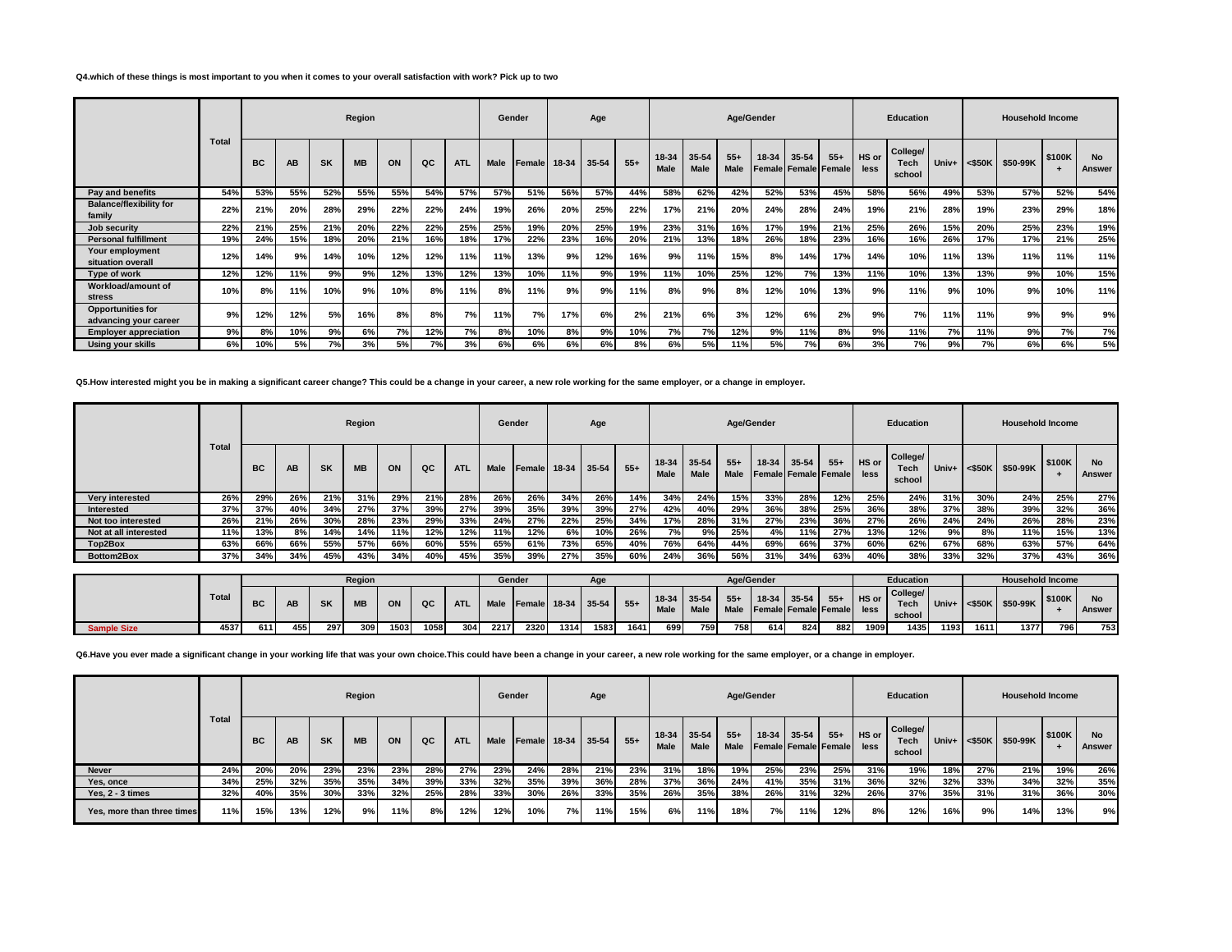**Q4.which of these things is most important to you when it comes to your overall satisfaction with work? Pick up to two**

| | Total | Region | | | | | | | Gender | | Age | | | Age/Gender | | | | | | Education | | | Household Income | | | |
|---|---|---|---|---|---|---|---|---|---|---|---|---|---|---|---|---|---|---|---|---|---|---|---|---|---|---|
| | | BC | AB | SK | MB | ON | QC | ATL | Male | Female | 18-34 | 35-54 | 55+ | 18-34 Male | 35-54 Male | 55+ Male | 18-34 Female | 35-54 Female | 55+ Female | HS or less | College/ Tech school | Univ+ | <$50K | $50-99K | $100K + | No Answer |
| Pay and benefits | 54% | 53% | 55% | 52% | 55% | 55% | 54% | 57% | 57% | 51% | 56% | 57% | 44% | 58% | 62% | 42% | 52% | 53% | 45% | 58% | 56% | 49% | 53% | 57% | 52% | 54% |
| Balance/flexibility for family | 22% | 21% | 20% | 28% | 29% | 22% | 22% | 24% | 19% | 26% | 20% | 25% | 22% | 17% | 21% | 20% | 24% | 28% | 24% | 19% | 21% | 28% | 19% | 23% | 29% | 18% |
| Job security | 22% | 21% | 25% | 21% | 20% | 22% | 22% | 25% | 25% | 19% | 20% | 25% | 19% | 23% | 31% | 16% | 17% | 19% | 21% | 25% | 26% | 15% | 20% | 25% | 23% | 19% |
| Personal fulfillment | 19% | 24% | 15% | 18% | 20% | 21% | 16% | 18% | 17% | 22% | 23% | 16% | 20% | 21% | 13% | 18% | 26% | 18% | 23% | 16% | 16% | 26% | 17% | 17% | 21% | 25% |
| Your employment situation overall | 12% | 14% | 9% | 14% | 10% | 12% | 12% | 11% | 11% | 13% | 9% | 12% | 16% | 9% | 11% | 15% | 8% | 14% | 17% | 14% | 10% | 11% | 13% | 11% | 11% | 11% |
| Type of work | 12% | 12% | 11% | 9% | 9% | 12% | 13% | 12% | 13% | 10% | 11% | 9% | 19% | 11% | 10% | 25% | 12% | 7% | 13% | 11% | 10% | 13% | 13% | 9% | 10% | 15% |
| Workload/amount of stress | 10% | 8% | 11% | 10% | 9% | 10% | 8% | 11% | 8% | 11% | 9% | 9% | 11% | 8% | 9% | 8% | 12% | 10% | 13% | 9% | 11% | 9% | 10% | 9% | 10% | 11% |
| Opportunities for advancing your career | 9% | 12% | 12% | 5% | 16% | 8% | 8% | 7% | 11% | 7% | 17% | 6% | 2% | 21% | 6% | 3% | 12% | 6% | 2% | 9% | 7% | 11% | 11% | 9% | 9% | 9% |
| Employer appreciation | 9% | 8% | 10% | 9% | 6% | 7% | 12% | 7% | 8% | 10% | 8% | 9% | 10% | 7% | 7% | 12% | 9% | 11% | 8% | 9% | 11% | 7% | 11% | 9% | 7% | 7% |
| Using your skills | 6% | 10% | 5% | 7% | 3% | 5% | 7% | 3% | 6% | 6% | 6% | 6% | 8% | 6% | 5% | 11% | 5% | 7% | 6% | 3% | 7% | 9% | 7% | 6% | 6% | 5% |

**Q5.How interested might you be in making a significant career change? This could be a change in your career, a new role working for the same employer, or a change in employer.**

| | Total | Region | | | | | | | Gender | | Age | | | Age/Gender | | | | | | Education | | | Household Income | | | |
|---|---|---|---|---|---|---|---|---|---|---|---|---|---|---|---|---|---|---|---|---|---|---|---|---|---|---|
| | | BC | AB | SK | MB | ON | QC | ATL | Male | Female | 18-34 | 35-54 | 55+ | 18-34 Male | 35-54 Male | 55+ Male | 18-34 Female | 35-54 Female | 55+ Female | HS or less | College/ Tech school | Univ+ | <$50K | $50-99K | $100K + | No Answer |
| Very interested | 26% | 29% | 26% | 21% | 31% | 29% | 21% | 28% | 26% | 26% | 34% | 26% | 14% | 34% | 24% | 15% | 33% | 28% | 12% | 25% | 24% | 31% | 30% | 24% | 25% | 27% |
| Interested | 37% | 37% | 40% | 34% | 27% | 37% | 39% | 27% | 39% | 35% | 39% | 39% | 27% | 42% | 40% | 29% | 36% | 38% | 25% | 36% | 38% | 37% | 38% | 39% | 32% | 36% |
| Not too interested | 26% | 21% | 26% | 30% | 28% | 23% | 29% | 33% | 24% | 27% | 22% | 25% | 34% | 17% | 28% | 31% | 27% | 23% | 36% | 27% | 26% | 24% | 24% | 26% | 28% | 23% |
| Not at all interested | 11% | 13% | 8% | 14% | 14% | 11% | 12% | 12% | 11% | 12% | 6% | 10% | 26% | 7% | 9% | 25% | 4% | 11% | 27% | 13% | 12% | 9% | 8% | 11% | 15% | 13% |
| Top2Box | 63% | 66% | 66% | 55% | 57% | 66% | 60% | 55% | 65% | 61% | 73% | 65% | 40% | 76% | 64% | 44% | 69% | 66% | 37% | 60% | 62% | 67% | 68% | 63% | 57% | 64% |
| Bottom2Box | 37% | 34% | 34% | 45% | 43% | 34% | 40% | 45% | 35% | 39% | 27% | 35% | 60% | 24% | 36% | 56% | 31% | 34% | 63% | 40% | 38% | 33% | 32% | 37% | 43% | 36% |

| | Total | Region | | | | | | | Gender | | Age | | | Age/Gender | | | | | | Education | | | Household Income | | | |
|---|---|---|---|---|---|---|---|---|---|---|---|---|---|---|---|---|---|---|---|---|---|---|---|---|---|---|
| | | BC | AB | SK | MB | ON | QC | ATL | Male | Female | 18-34 | 35-54 | 55+ | 18-34 Male | 35-54 Male | 55+ Male | 18-34 Female | 35-54 Female | 55+ Female | HS or less | College/ Tech school | Univ+ | <$50K | $50-99K | $100K + | No Answer |
| Sample Size | 4537 | 611 | 455 | 297 | 309 | 1503 | 1058 | 304 | 2217 | 2320 | 1314 | 1583 | 1641 | 699 | 759 | 758 | 614 | 824 | 882 | 1909 | 1435 | 1193 | 1611 | 1377 | 796 | 753 |

**Q6.Have you ever made a significant change in your working life that was your own choice.This could have been a change in your career, a new role working for the same employer, or a change in employer.**

| | Total | Region | | | | | | | Gender | | Age | | | Age/Gender | | | | | | Education | | | Household Income | | | |
|---|---|---|---|---|---|---|---|---|---|---|---|---|---|---|---|---|---|---|---|---|---|---|---|---|---|---|
| | | BC | AB | SK | MB | ON | QC | ATL | Male | Female | 18-34 | 35-54 | 55+ | 18-34 Male | 35-54 Male | 55+ Male | 18-34 Female | 35-54 Female | 55+ Female | HS or less | College/ Tech school | Univ+ | <$50K | $50-99K | $100K + | No Answer |
| Never | 24% | 20% | 20% | 23% | 23% | 23% | 28% | 27% | 23% | 24% | 28% | 21% | 23% | 31% | 18% | 19% | 25% | 23% | 25% | 31% | 19% | 18% | 27% | 21% | 19% | 26% |
| Yes, once | 34% | 25% | 32% | 35% | 35% | 34% | 39% | 33% | 32% | 35% | 39% | 36% | 28% | 37% | 36% | 24% | 41% | 35% | 31% | 36% | 32% | 32% | 33% | 34% | 32% | 35% |
| Yes, 2 - 3 times | 32% | 40% | 35% | 30% | 33% | 32% | 25% | 28% | 33% | 30% | 26% | 33% | 35% | 26% | 35% | 38% | 26% | 31% | 32% | 26% | 37% | 35% | 31% | 31% | 36% | 30% |
| Yes, more than three times | 11% | 15% | 13% | 12% | 9% | 11% | 8% | 12% | 12% | 10% | 7% | 11% | 15% | 6% | 11% | 18% | 7% | 11% | 12% | 8% | 12% | 16% | 9% | 14% | 13% | 9% |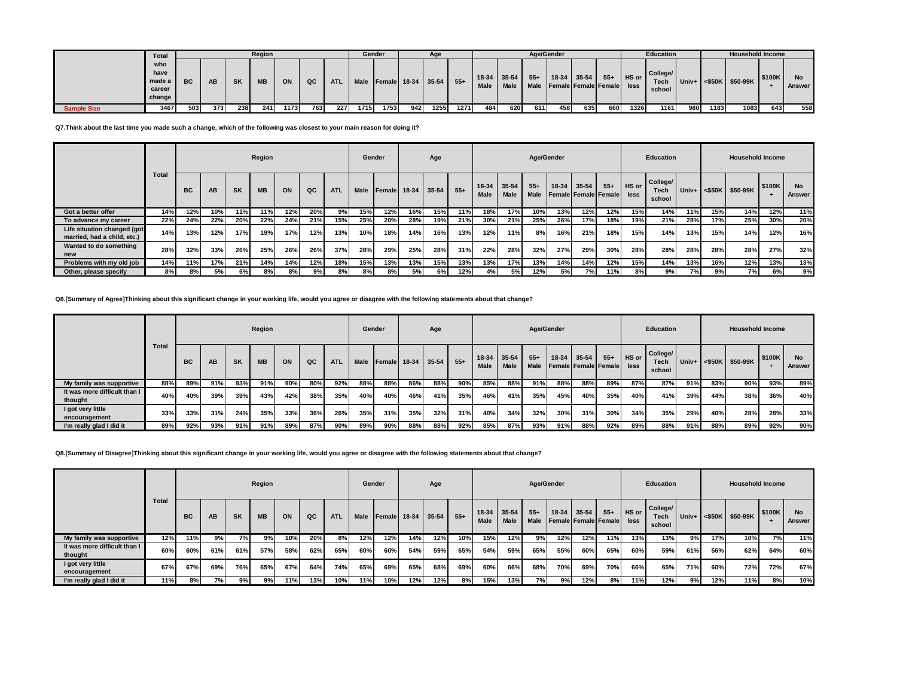| | Total | Region | | | | | | | Gender | | Age | | | Age/Gender | | | | | | Education | | | Household Income | | | |
|---|---|---|---|---|---|---|---|---|---|---|---|---|---|---|---|---|---|---|---|---|---|---|---|---|---|---|
| | who have made a career change | BC | AB | SK | MB | ON | QC | ATL | Male | Female | 18-34 | 35-54 | 55+ | 18-34 Male | 35-54 Male | 55+ Male | 18-34 Female | 35-54 Female | 55+ Female | HS or less | College/ Tech school | Univ+ | <$50K | $50-99K | $100K + | No Answer |
| Sample Size | 3467 | 503 | 373 | 238 | 241 | 1173 | 763 | 227 | 1715 | 1753 | 942 | 1255 | 1271 | 484 | 620 | 611 | 458 | 635 | 660 | 1326 | 1161 | 980 | 1183 | 1083 | 643 | 558 |

**Q7.Think about the last time you made such a change, which of the following was closest to your main reason for doing it?**

| | Total | Region | | | | | | | Gender | | Age | | | Age/Gender | | | | | | Education | | | Household Income | | | |
|---|---|---|---|---|---|---|---|---|---|---|---|---|---|---|---|---|---|---|---|---|---|---|---|---|---|---|
| | | BC | AB | SK | MB | ON | QC | ATL | Male | Female | 18-34 | 35-54 | 55+ | 18-34 Male | 35-54 Male | 55+ Male | 18-34 Female | 35-54 Female | 55+ Female | HS or less | College/ Tech school | Univ+ | <$50K | $50-99K | $100K + | No Answer |
| Got a better offer | 14% | 12% | 10% | 11% | 11% | 12% | 20% | 9% | 15% | 12% | 16% | 15% | 11% | 18% | 17% | 10% | 13% | 12% | 12% | 15% | 14% | 11% | 15% | 14% | 12% | 11% |
| To advance my career | 22% | 24% | 22% | 20% | 22% | 24% | 21% | 15% | 25% | 20% | 28% | 19% | 21% | 30% | 21% | 25% | 26% | 17% | 18% | 19% | 21% | 28% | 17% | 25% | 30% | 20% |
| Life situation changed (got married, had a child, etc.) | 14% | 13% | 12% | 17% | 19% | 17% | 12% | 13% | 10% | 18% | 14% | 16% | 13% | 12% | 11% | 8% | 16% | 21% | 18% | 15% | 14% | 13% | 15% | 14% | 12% | 16% |
| Wanted to do something new | 28% | 32% | 33% | 26% | 25% | 26% | 26% | 37% | 28% | 29% | 25% | 28% | 31% | 22% | 28% | 32% | 27% | 29% | 30% | 28% | 28% | 28% | 28% | 28% | 27% | 32% |
| Problems with my old job | 14% | 11% | 17% | 21% | 14% | 14% | 12% | 18% | 15% | 13% | 13% | 15% | 13% | 13% | 17% | 13% | 14% | 14% | 12% | 15% | 14% | 13% | 16% | 12% | 13% | 13% |
| Other, please specify | 8% | 8% | 5% | 6% | 8% | 8% | 9% | 8% | 8% | 8% | 5% | 6% | 12% | 4% | 5% | 12% | 5% | 7% | 11% | 8% | 9% | 7% | 9% | 7% | 6% | 9% |

**Q8.[Summary of Agree]Thinking about this significant change in your working life, would you agree or disagree with the following statements about that change?**

| | Total | Region | | | | | | | Gender | | Age | | | Age/Gender | | | | | | Education | | | Household Income | | | |
|---|---|---|---|---|---|---|---|---|---|---|---|---|---|---|---|---|---|---|---|---|---|---|---|---|---|---|
| | | BC | AB | SK | MB | ON | QC | ATL | Male | Female | 18-34 | 35-54 | 55+ | 18-34 Male | 35-54 Male | 55+ Male | 18-34 Female | 35-54 Female | 55+ Female | HS or less | College/ Tech school | Univ+ | <$50K | $50-99K | $100K + | No Answer |
| My family was supportive | 88% | 89% | 91% | 93% | 91% | 90% | 80% | 92% | 88% | 88% | 86% | 88% | 90% | 85% | 88% | 91% | 88% | 88% | 89% | 87% | 87% | 91% | 83% | 90% | 93% | 89% |
| It was more difficult than I thought | 40% | 40% | 39% | 39% | 43% | 42% | 38% | 35% | 40% | 40% | 46% | 41% | 35% | 46% | 41% | 35% | 45% | 40% | 35% | 40% | 41% | 39% | 44% | 38% | 36% | 40% |
| I got very little encouragement | 33% | 33% | 31% | 24% | 35% | 33% | 36% | 26% | 35% | 31% | 35% | 32% | 31% | 40% | 34% | 32% | 30% | 31% | 30% | 34% | 35% | 29% | 40% | 28% | 28% | 33% |
| I'm really glad I did it | 89% | 92% | 93% | 91% | 91% | 89% | 87% | 90% | 89% | 90% | 88% | 88% | 92% | 85% | 87% | 93% | 91% | 88% | 92% | 89% | 88% | 91% | 88% | 89% | 92% | 90% |

**Q8.[Summary of Disagree]Thinking about this significant change in your working life, would you agree or disagree with the following statements about that change?**

| | Total | Region | | | | | | | Gender | | Age | | | Age/Gender | | | | | | Education | | | Household Income | | | |
|---|---|---|---|---|---|---|---|---|---|---|---|---|---|---|---|---|---|---|---|---|---|---|---|---|---|---|
| | | BC | AB | SK | MB | ON | QC | ATL | Male | Female | 18-34 | 35-54 | 55+ | 18-34 Male | 35-54 Male | 55+ Male | 18-34 Female | 35-54 Female | 55+ Female | HS or less | College/ Tech school | Univ+ | <$50K | $50-99K | $100K + | No Answer |
| My family was supportive | 12% | 11% | 9% | 7% | 9% | 10% | 20% | 8% | 12% | 12% | 14% | 12% | 10% | 15% | 12% | 9% | 12% | 12% | 11% | 13% | 13% | 9% | 17% | 10% | 7% | 11% |
| It was more difficult than I thought | 60% | 60% | 61% | 61% | 57% | 58% | 62% | 65% | 60% | 60% | 54% | 59% | 65% | 54% | 59% | 65% | 55% | 60% | 65% | 60% | 59% | 61% | 56% | 62% | 64% | 60% |
| I got very little encouragement | 67% | 67% | 69% | 76% | 65% | 67% | 64% | 74% | 65% | 69% | 65% | 68% | 69% | 60% | 66% | 68% | 70% | 69% | 70% | 66% | 65% | 71% | 60% | 72% | 72% | 67% |
| I'm really glad I did it | 11% | 8% | 7% | 9% | 9% | 11% | 13% | 10% | 11% | 10% | 12% | 12% | 8% | 15% | 13% | 7% | 9% | 12% | 8% | 11% | 12% | 9% | 12% | 11% | 8% | 10% |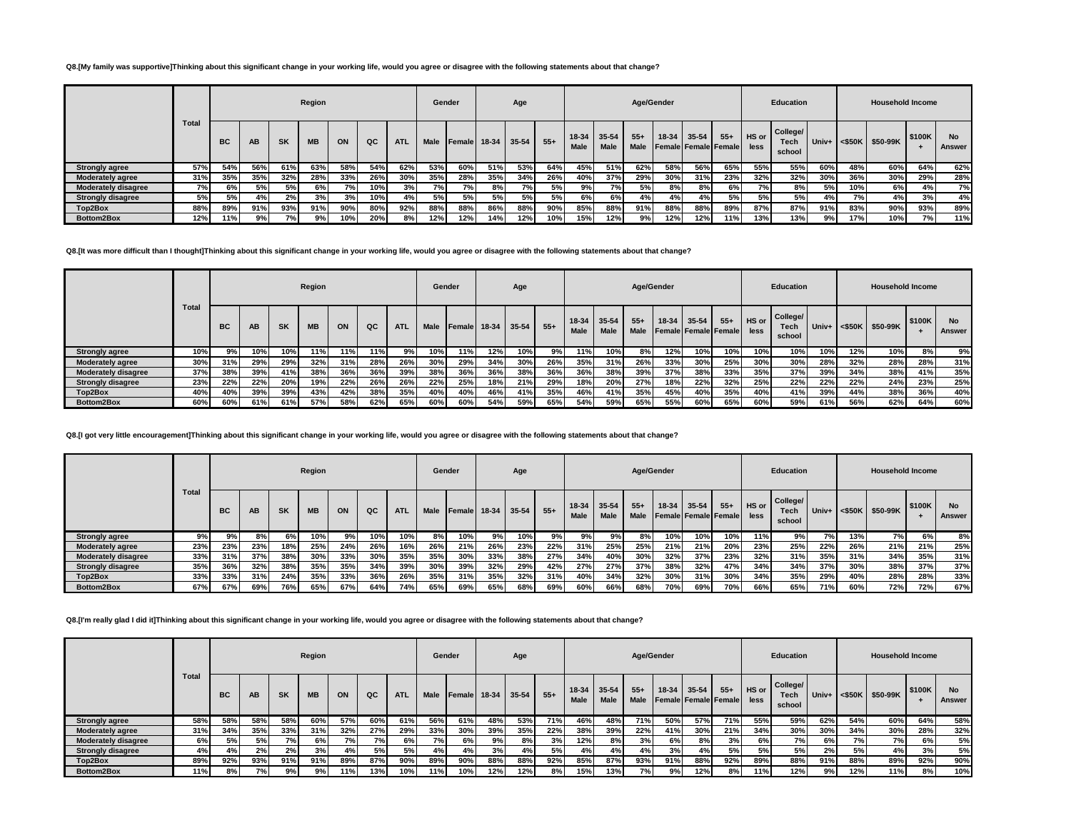**Q8.[My family was supportive]Thinking about this significant change in your working life, would you agree or disagree with the following statements about that change?**

| | Total | Region | | | | | | | Gender | | Age | | | Age/Gender | | | | | | Education | | | Household Income | | | |
|---|---|---|---|---|---|---|---|---|---|---|---|---|---|---|---|---|---|---|---|---|---|---|---|---|---|---|
| | | BC | AB | SK | MB | ON | QC | ATL | Male | Female | 18-34 | 35-54 | 55+ | 18-34 Male | 35-54 Male | 55+ Male | 18-34 Female | 35-54 Female | 55+ Female | HS or less | College/ Tech school | Univ+ | <$50K | $50-99K | $100K + | No Answer |
| **Strongly agree** | 57% | 54% | 56% | 61% | 63% | 58% | 54% | 62% | 53% | 60% | 51% | 53% | 64% | 45% | 51% | 62% | 58% | 56% | 65% | 55% | 55% | 60% | 48% | 60% | 64% | 62% |
| **Moderately agree** | 31% | 35% | 35% | 32% | 28% | 33% | 26% | 30% | 35% | 28% | 35% | 34% | 26% | 40% | 37% | 29% | 30% | 31% | 23% | 32% | 32% | 30% | 36% | 30% | 29% | 28% |
| **Moderately disagree** | 7% | 6% | 5% | 5% | 6% | 7% | 10% | 3% | 7% | 7% | 8% | 7% | 5% | 9% | 7% | 5% | 8% | 8% | 6% | 7% | 8% | 5% | 10% | 6% | 4% | 7% |
| **Strongly disagree** | 5% | 5% | 4% | 2% | 3% | 3% | 10% | 4% | 5% | 5% | 5% | 5% | 5% | 6% | 6% | 4% | 4% | 4% | 5% | 5% | 5% | 4% | 7% | 4% | 3% | 4% |
| **Top2Box** | 88% | 89% | 91% | 93% | 91% | 90% | 80% | 92% | 88% | 88% | 86% | 88% | 90% | 85% | 88% | 91% | 88% | 88% | 89% | 87% | 87% | 91% | 83% | 90% | 93% | 89% |
| **Bottom2Box** | 12% | 11% | 9% | 7% | 9% | 10% | 20% | 8% | 12% | 12% | 14% | 12% | 10% | 15% | 12% | 9% | 12% | 12% | 11% | 13% | 13% | 9% | 17% | 10% | 7% | 11% |

**Q8.[It was more difficult than I thought]Thinking about this significant change in your working life, would you agree or disagree with the following statements about that change?**

| | Total | Region | | | | | | | Gender | | Age | | | Age/Gender | | | | | | Education | | | Household Income | | | |
|---|---|---|---|---|---|---|---|---|---|---|---|---|---|---|---|---|---|---|---|---|---|---|---|---|---|---|
| | | BC | AB | SK | MB | ON | QC | ATL | Male | Female | 18-34 | 35-54 | 55+ | 18-34 Male | 35-54 Male | 55+ Male | 18-34 Female | 35-54 Female | 55+ Female | HS or less | College/ Tech school | Univ+ | <$50K | $50-99K | $100K + | No Answer |
| **Strongly agree** | 10% | 9% | 10% | 10% | 11% | 11% | 11% | 9% | 10% | 11% | 12% | 10% | 9% | 11% | 10% | 8% | 12% | 10% | 10% | 10% | 10% | 10% | 12% | 10% | 8% | 9% |
| **Moderately agree** | 30% | 31% | 29% | 29% | 32% | 31% | 28% | 26% | 30% | 29% | 34% | 30% | 26% | 35% | 31% | 26% | 33% | 30% | 25% | 30% | 30% | 28% | 32% | 28% | 28% | 31% |
| **Moderately disagree** | 37% | 38% | 39% | 41% | 38% | 36% | 36% | 39% | 38% | 36% | 36% | 38% | 36% | 36% | 38% | 39% | 37% | 38% | 33% | 35% | 37% | 39% | 34% | 38% | 41% | 35% |
| **Strongly disagree** | 23% | 22% | 22% | 20% | 19% | 22% | 26% | 26% | 22% | 25% | 18% | 21% | 29% | 18% | 20% | 27% | 18% | 22% | 32% | 25% | 22% | 22% | 22% | 24% | 23% | 25% |
| **Top2Box** | 40% | 40% | 39% | 39% | 43% | 42% | 38% | 35% | 40% | 40% | 46% | 41% | 35% | 46% | 41% | 35% | 45% | 40% | 35% | 40% | 41% | 39% | 44% | 38% | 36% | 40% |
| **Bottom2Box** | 60% | 60% | 61% | 61% | 57% | 58% | 62% | 65% | 60% | 60% | 54% | 59% | 65% | 54% | 59% | 65% | 55% | 60% | 65% | 60% | 59% | 61% | 56% | 62% | 64% | 60% |

**Q8.[I got very little encouragement]Thinking about this significant change in your working life, would you agree or disagree with the following statements about that change?**

| | Total | Region | | | | | | | Gender | | Age | | | Age/Gender | | | | | | Education | | | Household Income | | | |
|---|---|---|---|---|---|---|---|---|---|---|---|---|---|---|---|---|---|---|---|---|---|---|---|---|---|---|
| | | BC | AB | SK | MB | ON | QC | ATL | Male | Female | 18-34 | 35-54 | 55+ | 18-34 Male | 35-54 Male | 55+ Male | 18-34 Female | 35-54 Female | 55+ Female | HS or less | College/ Tech school | Univ+ | <$50K | $50-99K | $100K + | No Answer |
| **Strongly agree** | 9% | 9% | 8% | 6% | 10% | 9% | 10% | 10% | 8% | 10% | 9% | 10% | 9% | 9% | 9% | 8% | 10% | 10% | 10% | 11% | 9% | 7% | 13% | 7% | 6% | 8% |
| **Moderately agree** | 23% | 23% | 23% | 18% | 25% | 24% | 26% | 16% | 26% | 21% | 26% | 23% | 22% | 31% | 25% | 25% | 21% | 21% | 20% | 23% | 25% | 22% | 26% | 21% | 21% | 25% |
| **Moderately disagree** | 33% | 31% | 37% | 38% | 30% | 33% | 30% | 35% | 35% | 30% | 33% | 38% | 27% | 34% | 40% | 30% | 32% | 37% | 23% | 32% | 31% | 35% | 31% | 34% | 35% | 31% |
| **Strongly disagree** | 35% | 36% | 32% | 38% | 35% | 35% | 34% | 39% | 30% | 39% | 32% | 29% | 42% | 27% | 27% | 37% | 38% | 32% | 47% | 34% | 34% | 37% | 30% | 38% | 37% | 37% |
| **Top2Box** | 33% | 33% | 31% | 24% | 35% | 33% | 36% | 26% | 35% | 31% | 35% | 32% | 31% | 40% | 34% | 32% | 30% | 31% | 30% | 34% | 35% | 29% | 40% | 28% | 28% | 33% |
| **Bottom2Box** | 67% | 67% | 69% | 76% | 65% | 67% | 64% | 74% | 65% | 69% | 65% | 68% | 69% | 60% | 66% | 68% | 70% | 69% | 70% | 66% | 65% | 71% | 60% | 72% | 72% | 67% |

**Q8.[I'm really glad I did it]Thinking about this significant change in your working life, would you agree or disagree with the following statements about that change?**

| | Total | Region | | | | | | | Gender | | Age | | | Age/Gender | | | | | | Education | | | Household Income | | | |
|---|---|---|---|---|---|---|---|---|---|---|---|---|---|---|---|---|---|---|---|---|---|---|---|---|---|---|
| | | BC | AB | SK | MB | ON | QC | ATL | Male | Female | 18-34 | 35-54 | 55+ | 18-34 Male | 35-54 Male | 55+ Male | 18-34 Female | 35-54 Female | 55+ Female | HS or less | College/ Tech school | Univ+ | <$50K | $50-99K | $100K + | No Answer |
| **Strongly agree** | 58% | 58% | 58% | 58% | 60% | 57% | 60% | 61% | 56% | 61% | 48% | 53% | 71% | 46% | 48% | 71% | 50% | 57% | 71% | 55% | 59% | 62% | 54% | 60% | 64% | 58% |
| **Moderately agree** | 31% | 34% | 35% | 33% | 31% | 32% | 27% | 29% | 33% | 30% | 39% | 35% | 22% | 38% | 39% | 22% | 41% | 30% | 21% | 34% | 30% | 30% | 34% | 30% | 28% | 32% |
| **Moderately disagree** | 6% | 5% | 5% | 7% | 6% | 7% | 7% | 6% | 7% | 6% | 9% | 8% | 3% | 12% | 8% | 3% | 6% | 8% | 3% | 6% | 7% | 6% | 7% | 7% | 6% | 5% |
| **Strongly disagree** | 4% | 4% | 2% | 2% | 3% | 4% | 5% | 5% | 4% | 4% | 3% | 4% | 5% | 4% | 4% | 4% | 3% | 4% | 5% | 5% | 5% | 2% | 5% | 4% | 3% | 5% |
| **Top2Box** | 89% | 92% | 93% | 91% | 91% | 89% | 87% | 90% | 89% | 90% | 88% | 88% | 92% | 85% | 87% | 93% | 91% | 88% | 92% | 89% | 88% | 91% | 88% | 89% | 92% | 90% |
| **Bottom2Box** | 11% | 8% | 7% | 9% | 9% | 11% | 13% | 10% | 11% | 10% | 12% | 12% | 8% | 15% | 13% | 7% | 9% | 12% | 8% | 11% | 12% | 9% | 12% | 11% | 8% | 10% |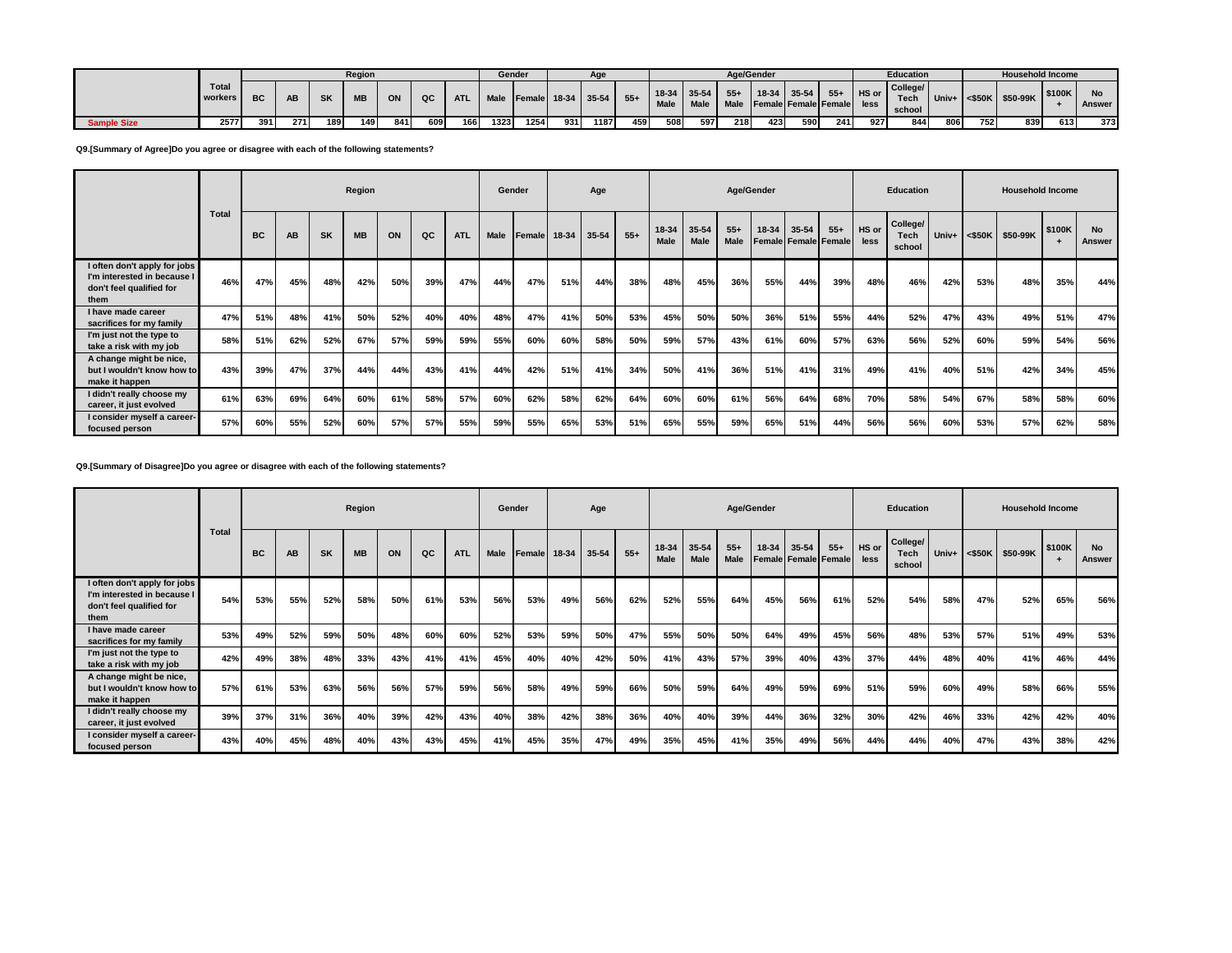| | Total workers | Region | | | | | | | Gender | | Age | | | Age/Gender | | | | | | Education | | | Household Income | | | |
|---|---|---|---|---|---|---|---|---|---|---|---|---|---|---|---|---|---|---|---|---|---|---|---|---|---|---|
| | | BC | AB | SK | MB | ON | QC | ATL | Male | Female | 18-34 | 35-54 | 55+ | 18-34 Male | 35-54 Male | 55+ Male | 18-34 Female | 35-54 Female | 55+ Female | HS or less | College/ Tech school | Univ+ | <$50K | $50-99K | $100K + | No Answer |
| Sample Size | 2577 | 391 | 271 | 189 | 149 | 841 | 609 | 166 | 1323 | 1254 | 931 | 1187 | 459 | 508 | 597 | 218 | 423 | 590 | 241 | 927 | 844 | 806 | 752 | 839 | 613 | 373 |

**Q9.[Summary of Agree]Do you agree or disagree with each of the following statements?**

| | Total | Region | | | | | | | Gender | | Age | | | Age/Gender | | | | | | Education | | | Household Income | | | |
|---|---|---|---|---|---|---|---|---|---|---|---|---|---|---|---|---|---|---|---|---|---|---|---|---|---|---|
| | | BC | AB | SK | MB | ON | QC | ATL | Male | Female | 18-34 | 35-54 | 55+ | 18-34 Male | 35-54 Male | 55+ Male | 18-34 Female | 35-54 Female | 55+ Female | HS or less | College/ Tech school | Univ+ | <$50K | $50-99K | $100K + | No Answer |
| I often don't apply for jobs I'm interested in because I don't feel qualified for them | 46% | 47% | 45% | 48% | 42% | 50% | 39% | 47% | 44% | 47% | 51% | 44% | 38% | 48% | 45% | 36% | 55% | 44% | 39% | 48% | 46% | 42% | 53% | 48% | 35% | 44% |
| I have made career sacrifices for my family | 47% | 51% | 48% | 41% | 50% | 52% | 40% | 40% | 48% | 47% | 41% | 50% | 53% | 45% | 50% | 50% | 36% | 51% | 55% | 44% | 52% | 47% | 43% | 49% | 51% | 47% |
| I'm just not the type to take a risk with my job | 58% | 51% | 62% | 52% | 67% | 57% | 59% | 59% | 55% | 60% | 60% | 58% | 50% | 59% | 57% | 43% | 61% | 60% | 57% | 63% | 56% | 52% | 60% | 59% | 54% | 56% |
| A change might be nice, but I wouldn't know how to make it happen | 43% | 39% | 47% | 37% | 44% | 44% | 43% | 41% | 44% | 42% | 51% | 41% | 34% | 50% | 41% | 36% | 51% | 41% | 31% | 49% | 41% | 40% | 51% | 42% | 34% | 45% |
| I didn't really choose my career, it just evolved | 61% | 63% | 69% | 64% | 60% | 61% | 58% | 57% | 60% | 62% | 58% | 62% | 64% | 60% | 60% | 61% | 56% | 64% | 68% | 70% | 58% | 54% | 67% | 58% | 58% | 60% |
| I consider myself a career-focused person | 57% | 60% | 55% | 52% | 60% | 57% | 57% | 55% | 59% | 55% | 65% | 53% | 51% | 65% | 55% | 59% | 65% | 51% | 44% | 56% | 56% | 60% | 53% | 57% | 62% | 58% |

**Q9.[Summary of Disagree]Do you agree or disagree with each of the following statements?**

| | Total | Region | | | | | | | Gender | | Age | | | Age/Gender | | | | | | Education | | | Household Income | | | |
|---|---|---|---|---|---|---|---|---|---|---|---|---|---|---|---|---|---|---|---|---|---|---|---|---|---|---|
| | | BC | AB | SK | MB | ON | QC | ATL | Male | Female | 18-34 | 35-54 | 55+ | 18-34 Male | 35-54 Male | 55+ Male | 18-34 Female | 35-54 Female | 55+ Female | HS or less | College/ Tech school | Univ+ | <$50K | $50-99K | $100K + | No Answer |
| I often don't apply for jobs I'm interested in because I don't feel qualified for them | 54% | 53% | 55% | 52% | 58% | 50% | 61% | 53% | 56% | 53% | 49% | 56% | 62% | 52% | 55% | 64% | 45% | 56% | 61% | 52% | 54% | 58% | 47% | 52% | 65% | 56% |
| I have made career sacrifices for my family | 53% | 49% | 52% | 59% | 50% | 48% | 60% | 60% | 52% | 53% | 59% | 50% | 47% | 55% | 50% | 50% | 64% | 49% | 45% | 56% | 48% | 53% | 57% | 51% | 49% | 53% |
| I'm just not the type to take a risk with my job | 42% | 49% | 38% | 48% | 33% | 43% | 41% | 41% | 45% | 40% | 40% | 42% | 50% | 41% | 43% | 57% | 39% | 40% | 43% | 37% | 44% | 48% | 40% | 41% | 46% | 44% |
| A change might be nice, but I wouldn't know how to make it happen | 57% | 61% | 53% | 63% | 56% | 56% | 57% | 59% | 56% | 58% | 49% | 59% | 66% | 50% | 59% | 64% | 49% | 59% | 69% | 51% | 59% | 60% | 49% | 58% | 66% | 55% |
| I didn't really choose my career, it just evolved | 39% | 37% | 31% | 36% | 40% | 39% | 42% | 43% | 40% | 38% | 42% | 38% | 36% | 40% | 40% | 39% | 44% | 36% | 32% | 30% | 42% | 46% | 33% | 42% | 42% | 40% |
| I consider myself a career-focused person | 43% | 40% | 45% | 48% | 40% | 43% | 43% | 45% | 41% | 45% | 35% | 47% | 49% | 35% | 45% | 41% | 35% | 49% | 56% | 44% | 44% | 40% | 47% | 43% | 38% | 42% |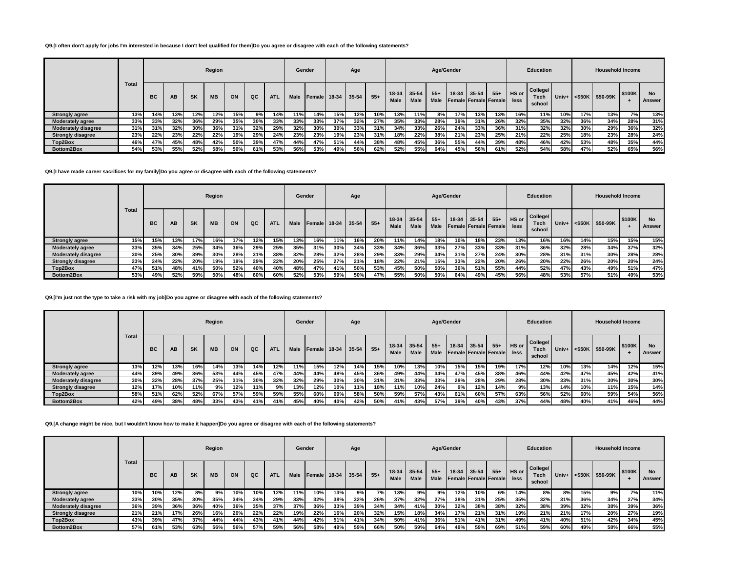**Q9.[I often don't apply for jobs I'm interested in because I don't feel qualified for them]Do you agree or disagree with each of the following statements?**

| | Total | Region | | | | | | | Gender | | Age | | | Age/Gender | | | | | | Education | | | Household Income | | | |
|---|---|---|---|---|---|---|---|---|---|---|---|---|---|---|---|---|---|---|---|---|---|---|---|---|---|---|
| | | BC | AB | SK | MB | ON | QC | ATL | Male | Female | 18-34 | 35-54 | 55+ | 18-34 Male | 35-54 Male | 55+ Male | 18-34 Female | 35-54 Female | 55+ Female | HS or less | College/ Tech school | Univ+ | <$50K | $50-99K | $100K + | No Answer |
| Strongly agree | 13% | 14% | 13% | 12% | 12% | 15% | 9% | 14% | 11% | 14% | 15% | 12% | 10% | 13% | 11% | 8% | 17% | 13% | 13% | 16% | 11% | 10% | 17% | 13% | 7% | 13% |
| Moderately agree | 33% | 33% | 32% | 36% | 29% | 35% | 30% | 33% | 33% | 33% | 37% | 32% | 27% | 35% | 33% | 28% | 39% | 31% | 26% | 32% | 35% | 32% | 36% | 34% | 28% | 31% |
| Moderately disagree | 31% | 31% | 32% | 30% | 36% | 31% | 32% | 29% | 32% | 30% | 30% | 33% | 31% | 34% | 33% | 26% | 24% | 33% | 36% | 31% | 32% | 32% | 30% | 29% | 36% | 32% |
| Strongly disagree | 23% | 22% | 23% | 22% | 22% | 19% | 29% | 24% | 23% | 23% | 19% | 23% | 31% | 18% | 22% | 38% | 21% | 23% | 25% | 21% | 22% | 25% | 18% | 23% | 28% | 24% |
| Top2Box | 46% | 47% | 45% | 48% | 42% | 50% | 39% | 47% | 44% | 47% | 51% | 44% | 38% | 48% | 45% | 36% | 55% | 44% | 39% | 48% | 46% | 42% | 53% | 48% | 35% | 44% |
| Bottom2Box | 54% | 53% | 55% | 52% | 58% | 50% | 61% | 53% | 56% | 53% | 49% | 56% | 62% | 52% | 55% | 64% | 45% | 56% | 61% | 52% | 54% | 58% | 47% | 52% | 65% | 56% |

**Q9.[I have made career sacrifices for my family]Do you agree or disagree with each of the following statements?**

| | Total | Region | | | | | | | Gender | | Age | | | Age/Gender | | | | | | Education | | | Household Income | | | |
|---|---|---|---|---|---|---|---|---|---|---|---|---|---|---|---|---|---|---|---|---|---|---|---|---|---|---|
| | | BC | AB | SK | MB | ON | QC | ATL | Male | Female | 18-34 | 35-54 | 55+ | 18-34 Male | 35-54 Male | 55+ Male | 18-34 Female | 35-54 Female | 55+ Female | HS or less | College/ Tech school | Univ+ | <$50K | $50-99K | $100K + | No Answer |
| Strongly agree | 15% | 15% | 13% | 17% | 16% | 17% | 12% | 15% | 13% | 16% | 11% | 16% | 20% | 11% | 14% | 18% | 10% | 18% | 23% | 13% | 16% | 16% | 14% | 15% | 15% | 15% |
| Moderately agree | 33% | 35% | 34% | 25% | 34% | 36% | 29% | 25% | 35% | 31% | 30% | 34% | 33% | 34% | 36% | 33% | 27% | 33% | 33% | 31% | 36% | 32% | 28% | 34% | 37% | 32% |
| Moderately disagree | 30% | 25% | 30% | 39% | 30% | 28% | 31% | 38% | 32% | 28% | 32% | 28% | 29% | 33% | 29% | 34% | 31% | 27% | 24% | 30% | 28% | 31% | 31% | 30% | 28% | 28% |
| Strongly disagree | 23% | 24% | 22% | 20% | 19% | 19% | 29% | 22% | 20% | 25% | 27% | 21% | 18% | 22% | 21% | 15% | 33% | 22% | 20% | 26% | 20% | 22% | 26% | 20% | 20% | 24% |
| Top2Box | 47% | 51% | 48% | 41% | 50% | 52% | 40% | 40% | 48% | 47% | 41% | 50% | 53% | 45% | 50% | 50% | 36% | 51% | 55% | 44% | 52% | 47% | 43% | 49% | 51% | 47% |
| Bottom2Box | 53% | 49% | 52% | 59% | 50% | 48% | 60% | 60% | 52% | 53% | 59% | 50% | 47% | 55% | 50% | 50% | 64% | 49% | 45% | 56% | 48% | 53% | 57% | 51% | 49% | 53% |

**Q9.[I'm just not the type to take a risk with my job]Do you agree or disagree with each of the following statements?**

| | Total | Region | | | | | | | Gender | | Age | | | Age/Gender | | | | | | Education | | | Household Income | | | |
|---|---|---|---|---|---|---|---|---|---|---|---|---|---|---|---|---|---|---|---|---|---|---|---|---|---|---|
| | | BC | AB | SK | MB | ON | QC | ATL | Male | Female | 18-34 | 35-54 | 55+ | 18-34 Male | 35-54 Male | 55+ Male | 18-34 Female | 35-54 Female | 55+ Female | HS or less | College/ Tech school | Univ+ | <$50K | $50-99K | $100K + | No Answer |
| Strongly agree | 13% | 12% | 13% | 16% | 14% | 13% | 14% | 12% | 11% | 15% | 12% | 14% | 15% | 10% | 13% | 10% | 15% | 15% | 19% | 17% | 12% | 10% | 13% | 14% | 12% | 15% |
| Moderately agree | 44% | 39% | 49% | 36% | 53% | 44% | 45% | 47% | 44% | 44% | 48% | 45% | 36% | 49% | 44% | 34% | 47% | 45% | 38% | 46% | 44% | 42% | 47% | 45% | 42% | 41% |
| Moderately disagree | 30% | 32% | 28% | 37% | 25% | 31% | 30% | 32% | 32% | 29% | 30% | 30% | 31% | 31% | 33% | 33% | 29% | 28% | 29% | 28% | 30% | 33% | 31% | 30% | 30% | 30% |
| Strongly disagree | 12% | 17% | 10% | 11% | 9% | 12% | 11% | 9% | 13% | 12% | 10% | 11% | 18% | 11% | 10% | 24% | 9% | 12% | 14% | 9% | 13% | 14% | 10% | 11% | 15% | 14% |
| Top2Box | 58% | 51% | 62% | 52% | 67% | 57% | 59% | 59% | 55% | 60% | 60% | 58% | 50% | 59% | 57% | 43% | 61% | 60% | 57% | 63% | 56% | 52% | 60% | 59% | 54% | 56% |
| Bottom2Box | 42% | 49% | 38% | 48% | 33% | 43% | 41% | 41% | 45% | 40% | 40% | 42% | 50% | 41% | 43% | 57% | 39% | 40% | 43% | 37% | 44% | 48% | 40% | 41% | 46% | 44% |

**Q9.[A change might be nice, but I wouldn't know how to make it happen]Do you agree or disagree with each of the following statements?**

| | Total | Region | | | | | | | Gender | | Age | | | Age/Gender | | | | | | Education | | | Household Income | | | |
|---|---|---|---|---|---|---|---|---|---|---|---|---|---|---|---|---|---|---|---|---|---|---|---|---|---|---|
| | | BC | AB | SK | MB | ON | QC | ATL | Male | Female | 18-34 | 35-54 | 55+ | 18-34 Male | 35-54 Male | 55+ Male | 18-34 Female | 35-54 Female | 55+ Female | HS or less | College/ Tech school | Univ+ | <$50K | $50-99K | $100K + | No Answer |
| Strongly agree | 10% | 10% | 12% | 8% | 9% | 10% | 10% | 12% | 11% | 10% | 13% | 9% | 7% | 13% | 9% | 9% | 12% | 10% | 6% | 14% | 8% | 8% | 15% | 9% | 7% | 11% |
| Moderately agree | 33% | 30% | 35% | 30% | 35% | 34% | 34% | 29% | 33% | 32% | 38% | 32% | 26% | 37% | 32% | 27% | 38% | 31% | 25% | 35% | 32% | 31% | 36% | 34% | 27% | 34% |
| Moderately disagree | 36% | 39% | 36% | 36% | 40% | 36% | 35% | 37% | 37% | 36% | 33% | 39% | 34% | 34% | 41% | 30% | 32% | 38% | 38% | 32% | 38% | 39% | 32% | 38% | 39% | 36% |
| Strongly disagree | 21% | 21% | 17% | 26% | 16% | 20% | 22% | 22% | 19% | 22% | 16% | 20% | 32% | 15% | 18% | 34% | 17% | 21% | 31% | 19% | 21% | 21% | 17% | 20% | 27% | 19% |
| Top2Box | 43% | 39% | 47% | 37% | 44% | 44% | 43% | 41% | 44% | 42% | 51% | 41% | 34% | 50% | 41% | 36% | 51% | 41% | 31% | 49% | 41% | 40% | 51% | 42% | 34% | 45% |
| Bottom2Box | 57% | 61% | 53% | 63% | 56% | 56% | 57% | 59% | 56% | 58% | 49% | 59% | 66% | 50% | 59% | 64% | 49% | 59% | 69% | 51% | 59% | 60% | 49% | 58% | 66% | 55% |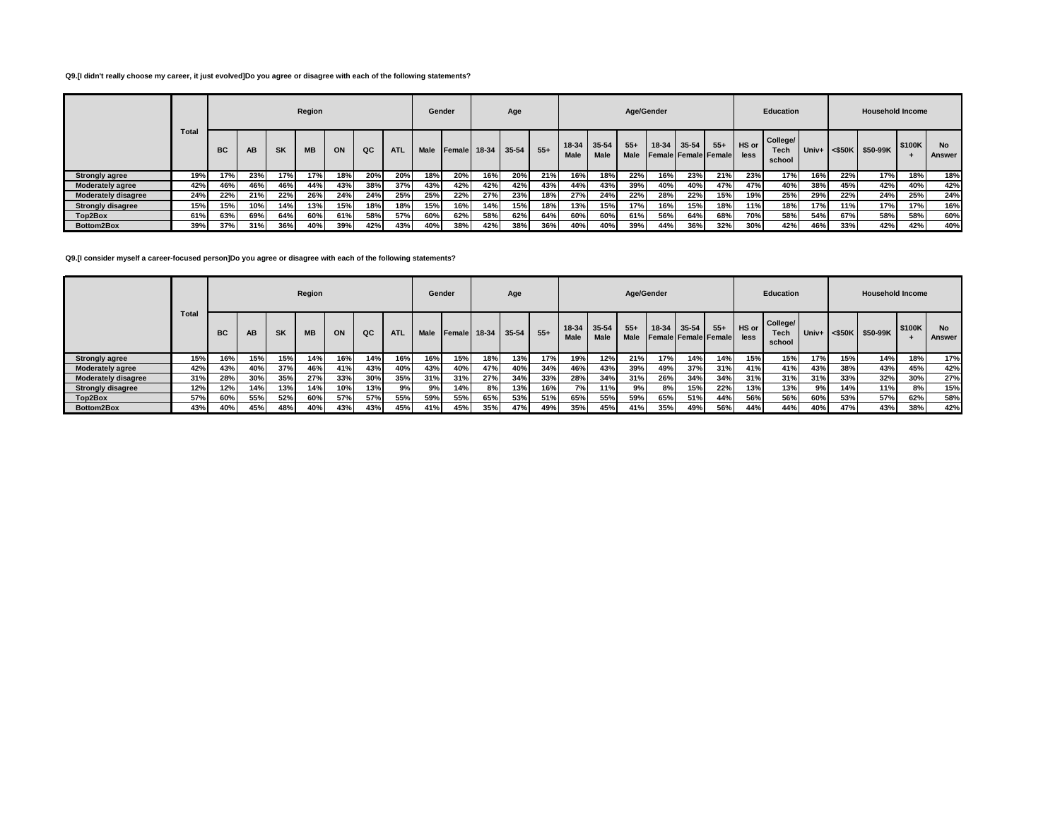**Q9.[I didn't really choose my career, it just evolved]Do you agree or disagree with each of the following statements?**

| | Total | Region | | | | | | | Gender | | Age | | | Age/Gender | | | | | | Education | | | Household Income | | | |
|---|---|---|---|---|---|---|---|---|---|---|---|---|---|---|---|---|---|---|---|---|---|---|---|---|---|---|
| | | BC | AB | SK | MB | ON | QC | ATL | Male | Female | 18-34 | 35-54 | 55+ | 18-34 Male | 35-54 Male | 55+ Male | 18-34 Female | 35-54 Female | 55+ Female | HS or less | College/ Tech school | Univ+ | <$50K | $50-99K | $100K + | No Answer |
| **Strongly agree** | 19% | 17% | 23% | 17% | 17% | 18% | 20% | 20% | 18% | 20% | 16% | 20% | 21% | 16% | 18% | 22% | 16% | 23% | 21% | 23% | 17% | 16% | 22% | 17% | 18% | 18% |
| **Moderately agree** | 42% | 46% | 46% | 46% | 44% | 43% | 38% | 37% | 43% | 42% | 42% | 42% | 43% | 44% | 43% | 39% | 40% | 40% | 47% | 47% | 40% | 38% | 45% | 42% | 40% | 42% |
| **Moderately disagree** | 24% | 22% | 21% | 22% | 26% | 24% | 24% | 25% | 25% | 22% | 27% | 23% | 18% | 27% | 24% | 22% | 28% | 22% | 15% | 19% | 25% | 29% | 22% | 24% | 25% | 24% |
| **Strongly disagree** | 15% | 15% | 10% | 14% | 13% | 15% | 18% | 18% | 15% | 16% | 14% | 15% | 18% | 13% | 15% | 17% | 16% | 15% | 18% | 11% | 18% | 17% | 11% | 17% | 17% | 16% |
| **Top2Box** | 61% | 63% | 69% | 64% | 60% | 61% | 58% | 57% | 60% | 62% | 58% | 62% | 64% | 60% | 60% | 61% | 56% | 64% | 68% | 70% | 58% | 54% | 67% | 58% | 58% | 60% |
| **Bottom2Box** | 39% | 37% | 31% | 36% | 40% | 39% | 42% | 43% | 40% | 38% | 42% | 38% | 36% | 40% | 40% | 39% | 44% | 36% | 32% | 30% | 42% | 46% | 33% | 42% | 42% | 40% |

**Q9.[I consider myself a career-focused person]Do you agree or disagree with each of the following statements?**

| | Total | Region | | | | | | | Gender | | Age | | | Age/Gender | | | | | | Education | | | Household Income | | | |
|---|---|---|---|---|---|---|---|---|---|---|---|---|---|---|---|---|---|---|---|---|---|---|---|---|---|---|
| | | BC | AB | SK | MB | ON | QC | ATL | Male | Female | 18-34 | 35-54 | 55+ | 18-34 Male | 35-54 Male | 55+ Male | 18-34 Female | 35-54 Female | 55+ Female | HS or less | College/ Tech school | Univ+ | <$50K | $50-99K | $100K + | No Answer |
| **Strongly agree** | 15% | 16% | 15% | 15% | 14% | 16% | 14% | 16% | 16% | 15% | 18% | 13% | 17% | 19% | 12% | 21% | 17% | 14% | 14% | 15% | 15% | 17% | 15% | 14% | 18% | 17% |
| **Moderately agree** | 42% | 43% | 40% | 37% | 46% | 41% | 43% | 40% | 43% | 40% | 47% | 40% | 34% | 46% | 43% | 39% | 49% | 37% | 31% | 41% | 41% | 43% | 38% | 43% | 45% | 42% |
| **Moderately disagree** | 31% | 28% | 30% | 35% | 27% | 33% | 30% | 35% | 31% | 31% | 27% | 34% | 33% | 28% | 34% | 31% | 26% | 34% | 34% | 31% | 31% | 31% | 33% | 32% | 30% | 27% |
| **Strongly disagree** | 12% | 12% | 14% | 13% | 14% | 10% | 13% | 9% | 9% | 14% | 8% | 13% | 16% | 7% | 11% | 9% | 8% | 15% | 22% | 13% | 13% | 9% | 14% | 11% | 8% | 15% |
| **Top2Box** | 57% | 60% | 55% | 52% | 60% | 57% | 57% | 55% | 59% | 55% | 65% | 53% | 51% | 65% | 55% | 59% | 65% | 51% | 44% | 56% | 56% | 60% | 53% | 57% | 62% | 58% |
| **Bottom2Box** | 43% | 40% | 45% | 48% | 40% | 43% | 43% | 45% | 41% | 45% | 35% | 47% | 49% | 35% | 45% | 41% | 35% | 49% | 56% | 44% | 44% | 40% | 47% | 43% | 38% | 42% |